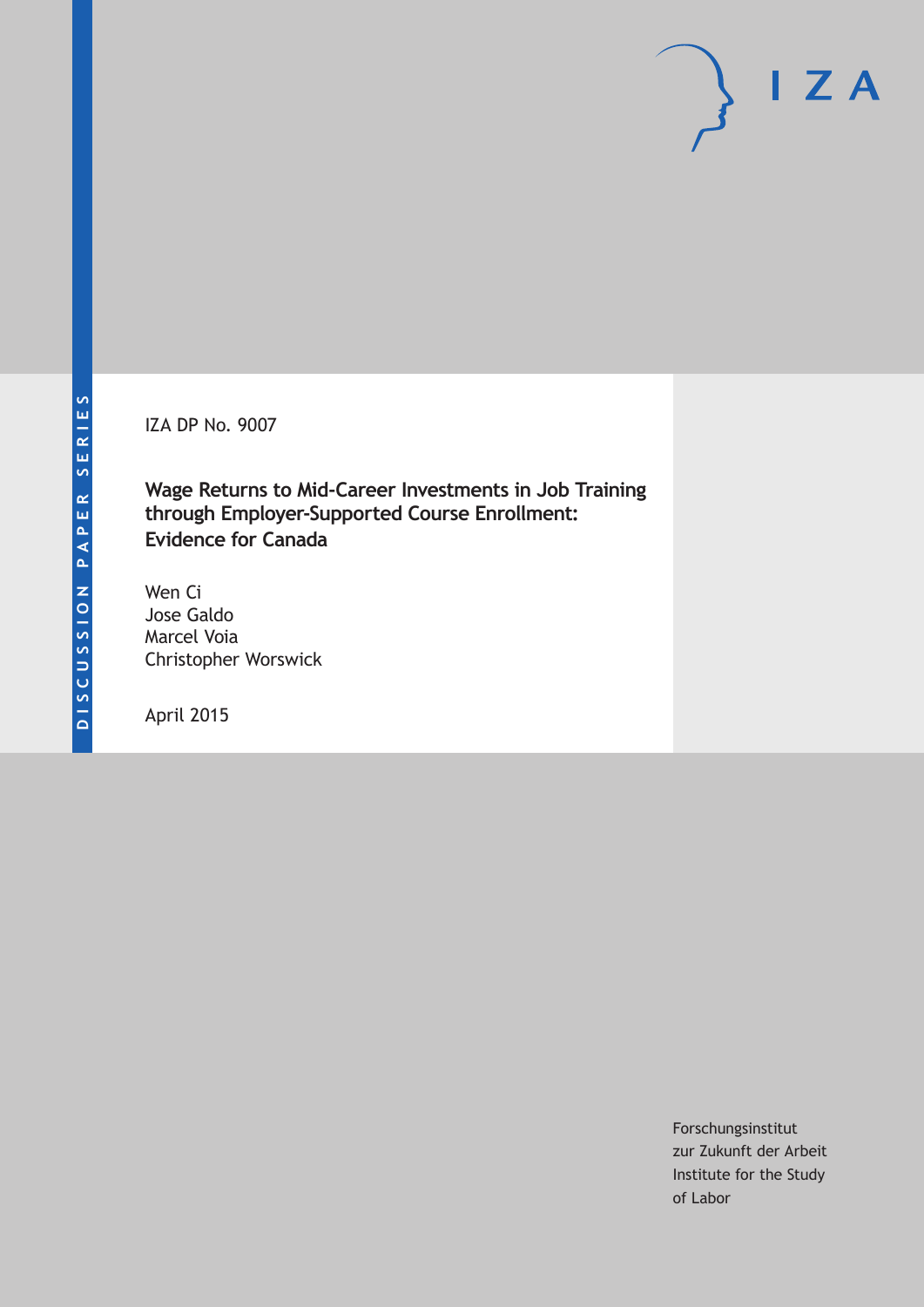DISCUSSION PAPER SERIES

IZA

IZA DP No. 9007

# Wage Returns to Mid-Career Investments in Job Training through Employer-Supported Course Enrollment: Evidence for Canada

Wen Ci
Jose Galdo
Marcel Voia
Christopher Worswick

April 2015

Forschungsinstitut
zur Zukunft der Arbeit
Institute for the Study
of Labor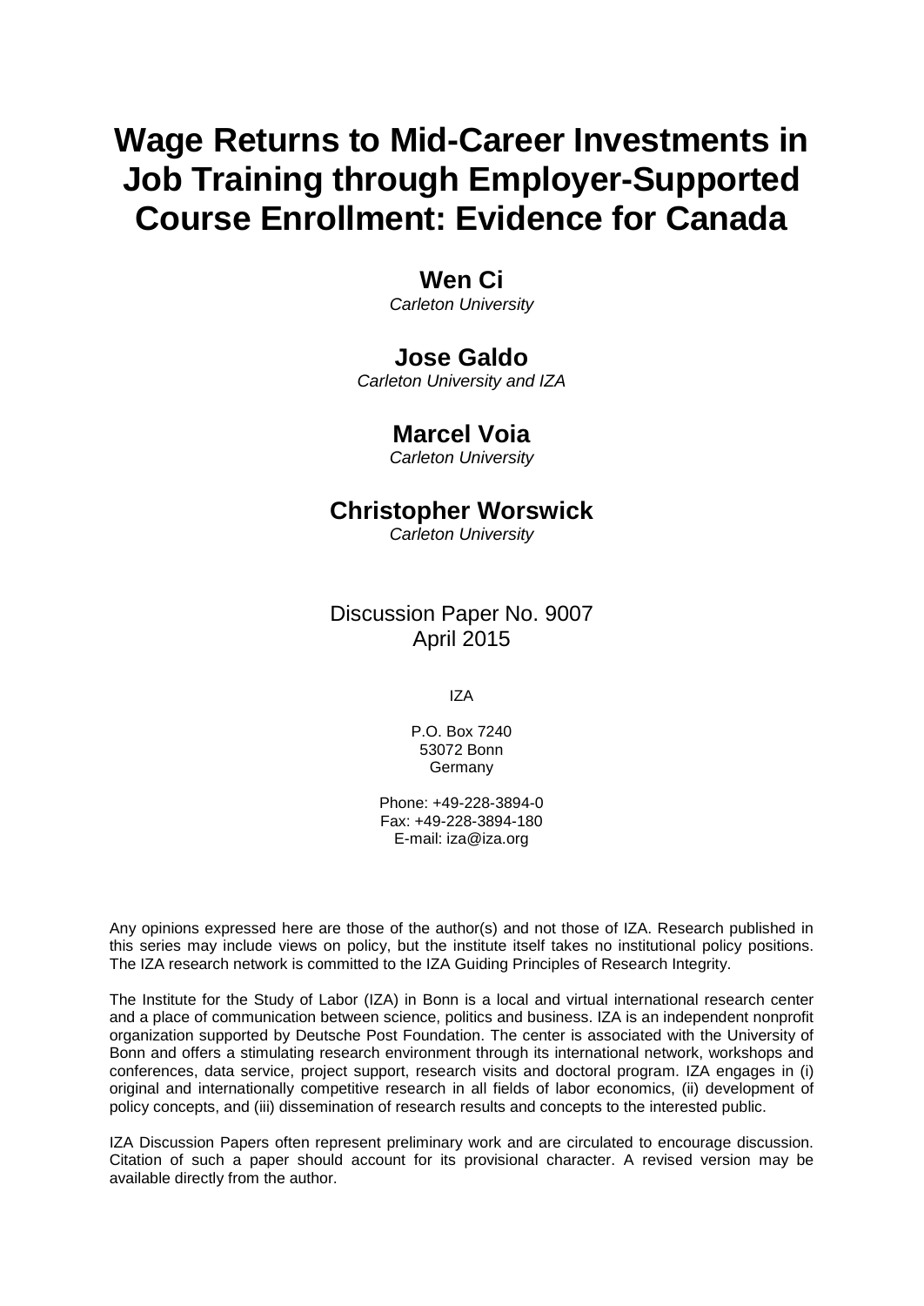# Wage Returns to Mid-Career Investments in Job Training through Employer-Supported Course Enrollment: Evidence for Canada

**Wen Ci**
*Carleton University*

**Jose Galdo**
*Carleton University and IZA*

**Marcel Voia**
*Carleton University*

**Christopher Worswick**
*Carleton University*

Discussion Paper No. 9007
April 2015

IZA

P.O. Box 7240
53072 Bonn
Germany

Phone: +49-228-3894-0
Fax: +49-228-3894-180
E-mail: iza@iza.org

Any opinions expressed here are those of the author(s) and not those of IZA. Research published in this series may include views on policy, but the institute itself takes no institutional policy positions. The IZA research network is committed to the IZA Guiding Principles of Research Integrity.

The Institute for the Study of Labor (IZA) in Bonn is a local and virtual international research center and a place of communication between science, politics and business. IZA is an independent nonprofit organization supported by Deutsche Post Foundation. The center is associated with the University of Bonn and offers a stimulating research environment through its international network, workshops and conferences, data service, project support, research visits and doctoral program. IZA engages in (i) original and internationally competitive research in all fields of labor economics, (ii) development of policy concepts, and (iii) dissemination of research results and concepts to the interested public.

IZA Discussion Papers often represent preliminary work and are circulated to encourage discussion. Citation of such a paper should account for its provisional character. A revised version may be available directly from the author.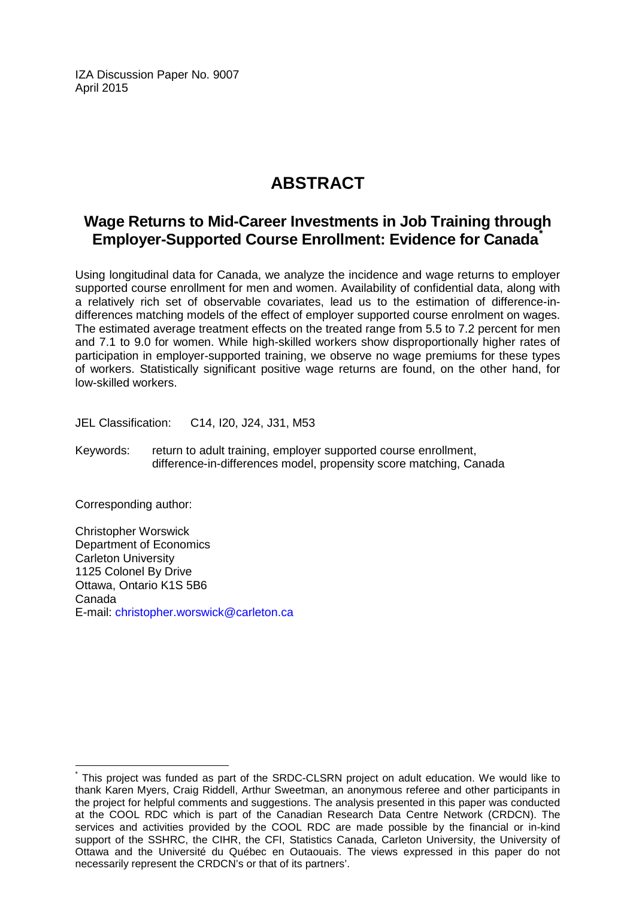IZA Discussion Paper No. 9007
April 2015

# ABSTRACT

## Wage Returns to Mid-Career Investments in Job Training through Employer-Supported Course Enrollment: Evidence for Canada*

Using longitudinal data for Canada, we analyze the incidence and wage returns to employer supported course enrollment for men and women. Availability of confidential data, along with a relatively rich set of observable covariates, lead us to the estimation of difference-in-differences matching models of the effect of employer supported course enrolment on wages. The estimated average treatment effects on the treated range from 5.5 to 7.2 percent for men and 7.1 to 9.0 for women. While high-skilled workers show disproportionally higher rates of participation in employer-supported training, we observe no wage premiums for these types of workers. Statistically significant positive wage returns are found, on the other hand, for low-skilled workers.

JEL Classification: C14, I20, J24, J31, M53

Keywords: return to adult training, employer supported course enrollment, difference-in-differences model, propensity score matching, Canada

Corresponding author:

Christopher Worswick
Department of Economics
Carleton University
1125 Colonel By Drive
Ottawa, Ontario K1S 5B6
Canada
E-mail: christopher.worswick@carleton.ca

* This project was funded as part of the SRDC-CLSRN project on adult education. We would like to thank Karen Myers, Craig Riddell, Arthur Sweetman, an anonymous referee and other participants in the project for helpful comments and suggestions. The analysis presented in this paper was conducted at the COOL RDC which is part of the Canadian Research Data Centre Network (CRDCN). The services and activities provided by the COOL RDC are made possible by the financial or in-kind support of the SSHRC, the CIHR, the CFI, Statistics Canada, Carleton University, the University of Ottawa and the Université du Québec en Outaouais. The views expressed in this paper do not necessarily represent the CRDCN's or that of its partners'.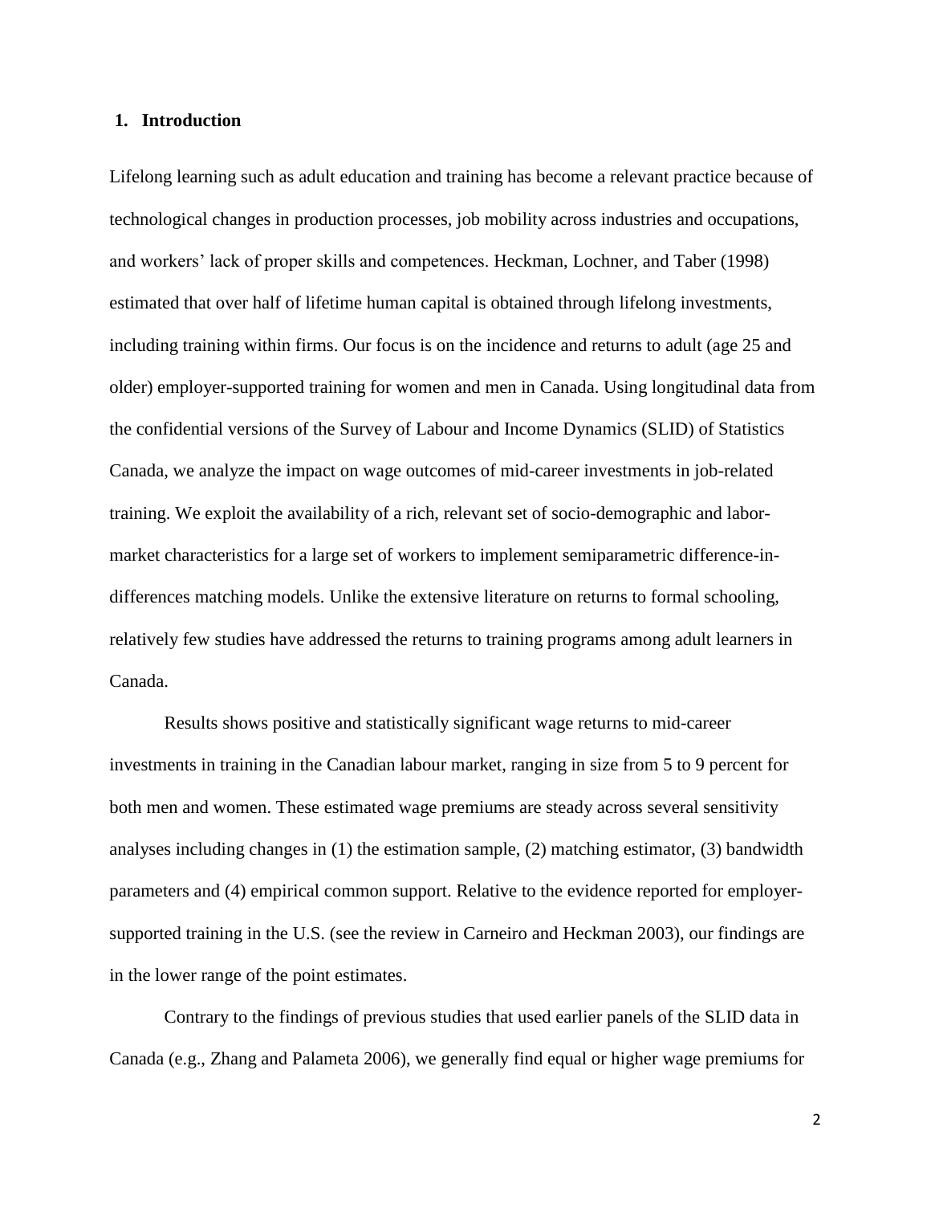## 1. Introduction

Lifelong learning such as adult education and training has become a relevant practice because of technological changes in production processes, job mobility across industries and occupations, and workers' lack of proper skills and competences. Heckman, Lochner, and Taber (1998) estimated that over half of lifetime human capital is obtained through lifelong investments, including training within firms. Our focus is on the incidence and returns to adult (age 25 and older) employer-supported training for women and men in Canada. Using longitudinal data from the confidential versions of the Survey of Labour and Income Dynamics (SLID) of Statistics Canada, we analyze the impact on wage outcomes of mid-career investments in job-related training. We exploit the availability of a rich, relevant set of socio-demographic and labor-market characteristics for a large set of workers to implement semiparametric difference-in-differences matching models. Unlike the extensive literature on returns to formal schooling, relatively few studies have addressed the returns to training programs among adult learners in Canada.

Results shows positive and statistically significant wage returns to mid-career investments in training in the Canadian labour market, ranging in size from 5 to 9 percent for both men and women. These estimated wage premiums are steady across several sensitivity analyses including changes in (1) the estimation sample, (2) matching estimator, (3) bandwidth parameters and (4) empirical common support. Relative to the evidence reported for employer-supported training in the U.S. (see the review in Carneiro and Heckman 2003), our findings are in the lower range of the point estimates.

Contrary to the findings of previous studies that used earlier panels of the SLID data in Canada (e.g., Zhang and Palameta 2006), we generally find equal or higher wage premiums for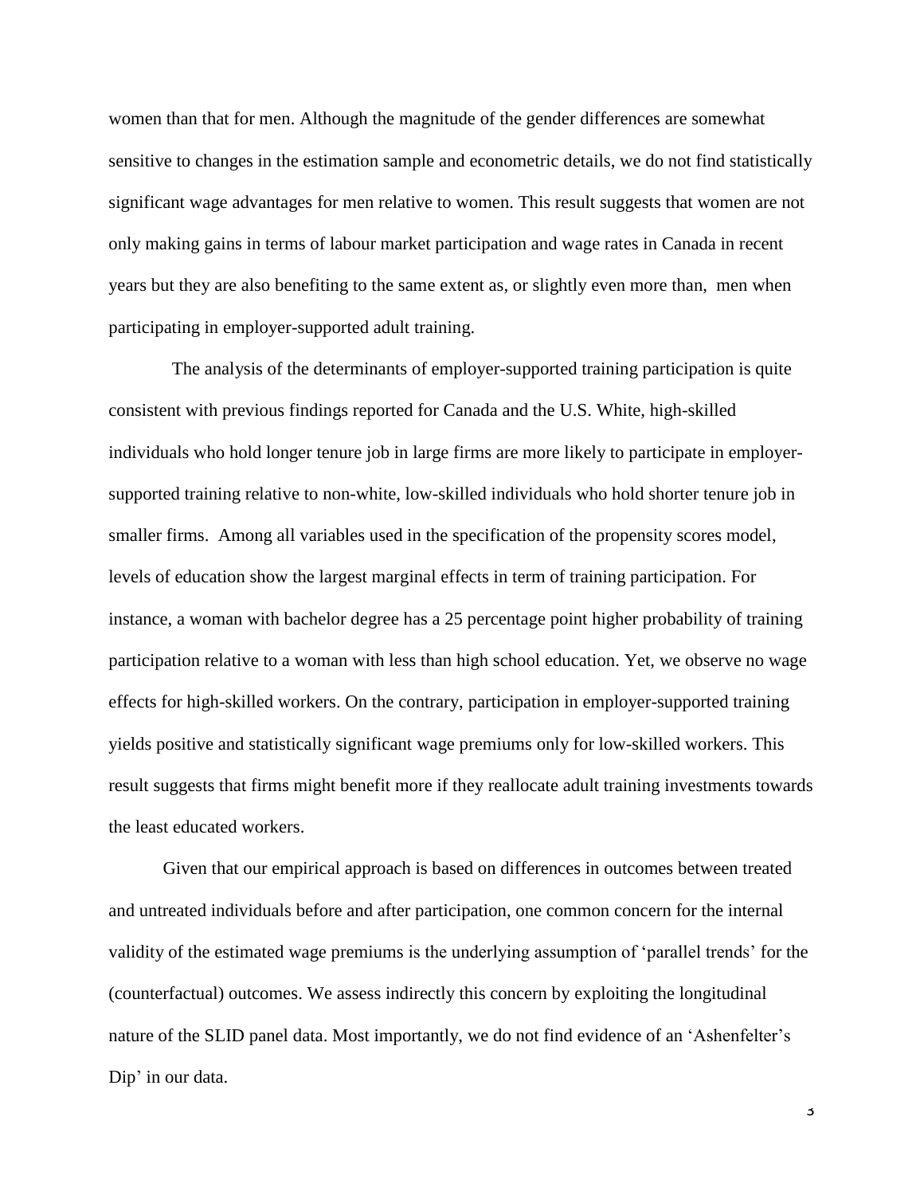women than that for men. Although the magnitude of the gender differences are somewhat sensitive to changes in the estimation sample and econometric details, we do not find statistically significant wage advantages for men relative to women. This result suggests that women are not only making gains in terms of labour market participation and wage rates in Canada in recent years but they are also benefiting to the same extent as, or slightly even more than, men when participating in employer-supported adult training.

The analysis of the determinants of employer-supported training participation is quite consistent with previous findings reported for Canada and the U.S. White, high-skilled individuals who hold longer tenure job in large firms are more likely to participate in employer-supported training relative to non-white, low-skilled individuals who hold shorter tenure job in smaller firms. Among all variables used in the specification of the propensity scores model, levels of education show the largest marginal effects in term of training participation. For instance, a woman with bachelor degree has a 25 percentage point higher probability of training participation relative to a woman with less than high school education. Yet, we observe no wage effects for high-skilled workers. On the contrary, participation in employer-supported training yields positive and statistically significant wage premiums only for low-skilled workers. This result suggests that firms might benefit more if they reallocate adult training investments towards the least educated workers.

Given that our empirical approach is based on differences in outcomes between treated and untreated individuals before and after participation, one common concern for the internal validity of the estimated wage premiums is the underlying assumption of 'parallel trends' for the (counterfactual) outcomes. We assess indirectly this concern by exploiting the longitudinal nature of the SLID panel data. Most importantly, we do not find evidence of an 'Ashenfelter's Dip' in our data.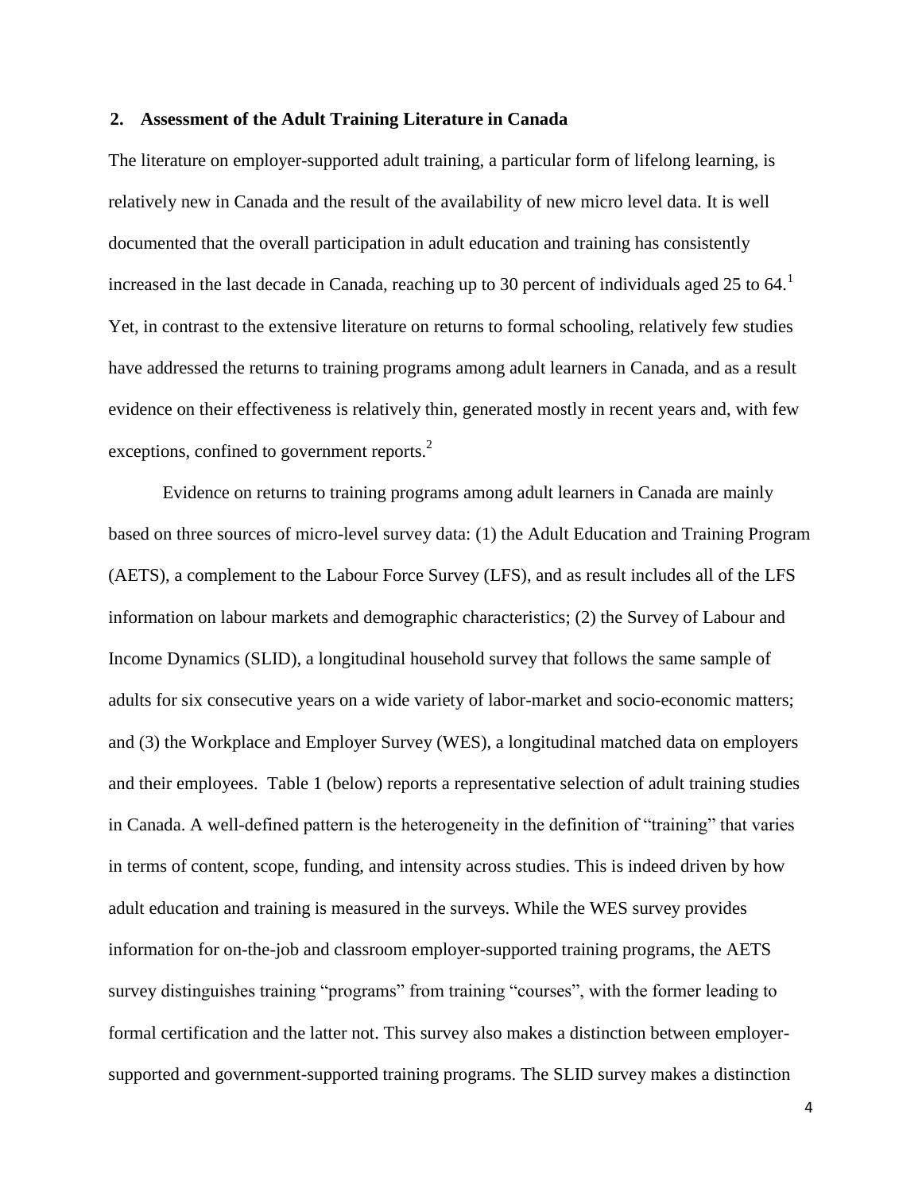## 2. Assessment of the Adult Training Literature in Canada

The literature on employer-supported adult training, a particular form of lifelong learning, is relatively new in Canada and the result of the availability of new micro level data. It is well documented that the overall participation in adult education and training has consistently increased in the last decade in Canada, reaching up to 30 percent of individuals aged 25 to 64.[1] Yet, in contrast to the extensive literature on returns to formal schooling, relatively few studies have addressed the returns to training programs among adult learners in Canada, and as a result evidence on their effectiveness is relatively thin, generated mostly in recent years and, with few exceptions, confined to government reports.[2]

Evidence on returns to training programs among adult learners in Canada are mainly based on three sources of micro-level survey data: (1) the Adult Education and Training Program (AETS), a complement to the Labour Force Survey (LFS), and as result includes all of the LFS information on labour markets and demographic characteristics; (2) the Survey of Labour and Income Dynamics (SLID), a longitudinal household survey that follows the same sample of adults for six consecutive years on a wide variety of labor-market and socio-economic matters; and (3) the Workplace and Employer Survey (WES), a longitudinal matched data on employers and their employees. Table 1 (below) reports a representative selection of adult training studies in Canada. A well-defined pattern is the heterogeneity in the definition of "training" that varies in terms of content, scope, funding, and intensity across studies. This is indeed driven by how adult education and training is measured in the surveys. While the WES survey provides information for on-the-job and classroom employer-supported training programs, the AETS survey distinguishes training "programs" from training "courses", with the former leading to formal certification and the latter not. This survey also makes a distinction between employer-supported and government-supported training programs. The SLID survey makes a distinction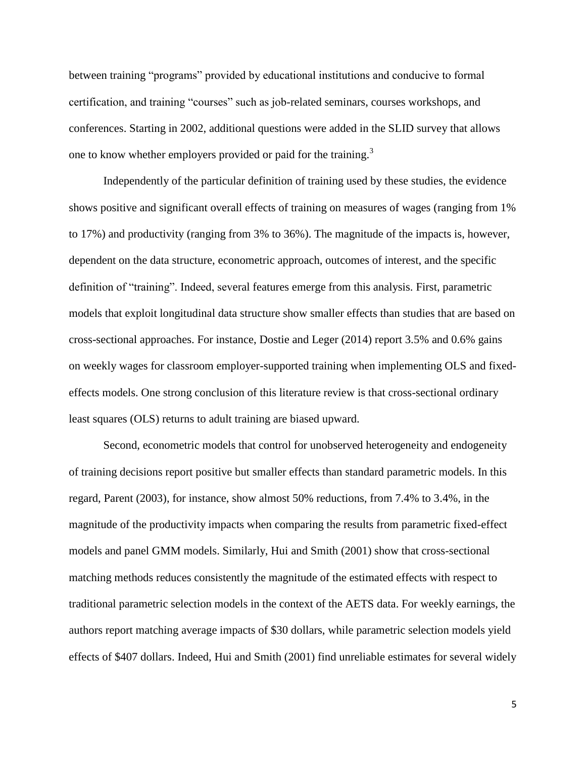between training "programs" provided by educational institutions and conducive to formal certification, and training "courses" such as job-related seminars, courses workshops, and conferences. Starting in 2002, additional questions were added in the SLID survey that allows one to know whether employers provided or paid for the training.[3]

Independently of the particular definition of training used by these studies, the evidence shows positive and significant overall effects of training on measures of wages (ranging from 1% to 17%) and productivity (ranging from 3% to 36%). The magnitude of the impacts is, however, dependent on the data structure, econometric approach, outcomes of interest, and the specific definition of "training". Indeed, several features emerge from this analysis. First, parametric models that exploit longitudinal data structure show smaller effects than studies that are based on cross-sectional approaches. For instance, Dostie and Leger (2014) report 3.5% and 0.6% gains on weekly wages for classroom employer-supported training when implementing OLS and fixed-effects models. One strong conclusion of this literature review is that cross-sectional ordinary least squares (OLS) returns to adult training are biased upward.

Second, econometric models that control for unobserved heterogeneity and endogeneity of training decisions report positive but smaller effects than standard parametric models. In this regard, Parent (2003), for instance, show almost 50% reductions, from 7.4% to 3.4%, in the magnitude of the productivity impacts when comparing the results from parametric fixed-effect models and panel GMM models. Similarly, Hui and Smith (2001) show that cross-sectional matching methods reduces consistently the magnitude of the estimated effects with respect to traditional parametric selection models in the context of the AETS data. For weekly earnings, the authors report matching average impacts of $30 dollars, while parametric selection models yield effects of $407 dollars. Indeed, Hui and Smith (2001) find unreliable estimates for several widely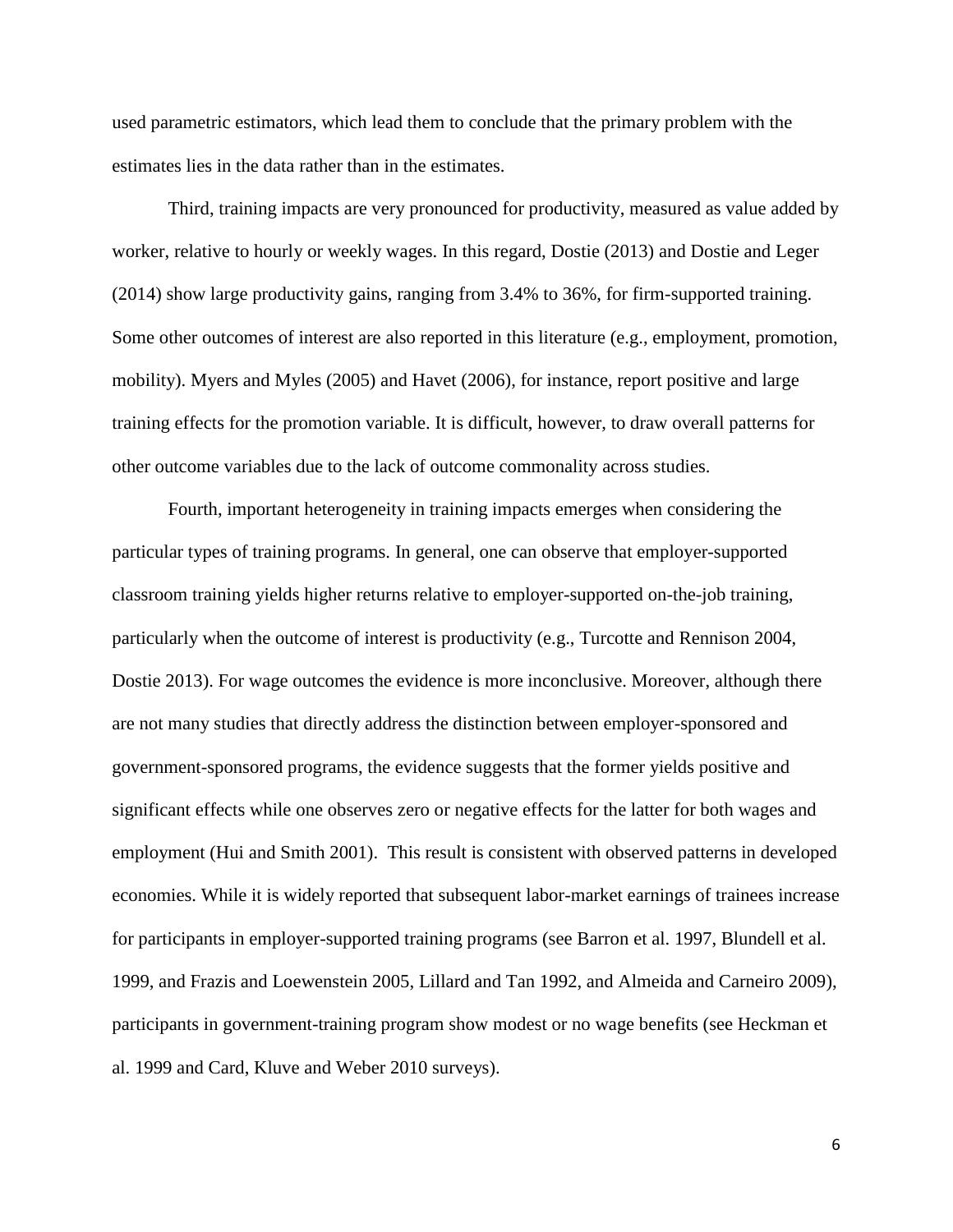used parametric estimators, which lead them to conclude that the primary problem with the estimates lies in the data rather than in the estimates.

Third, training impacts are very pronounced for productivity, measured as value added by worker, relative to hourly or weekly wages. In this regard, Dostie (2013) and Dostie and Leger (2014) show large productivity gains, ranging from 3.4% to 36%, for firm-supported training. Some other outcomes of interest are also reported in this literature (e.g., employment, promotion, mobility). Myers and Myles (2005) and Havet (2006), for instance, report positive and large training effects for the promotion variable. It is difficult, however, to draw overall patterns for other outcome variables due to the lack of outcome commonality across studies.

Fourth, important heterogeneity in training impacts emerges when considering the particular types of training programs. In general, one can observe that employer-supported classroom training yields higher returns relative to employer-supported on-the-job training, particularly when the outcome of interest is productivity (e.g., Turcotte and Rennison 2004, Dostie 2013). For wage outcomes the evidence is more inconclusive. Moreover, although there are not many studies that directly address the distinction between employer-sponsored and government-sponsored programs, the evidence suggests that the former yields positive and significant effects while one observes zero or negative effects for the latter for both wages and employment (Hui and Smith 2001). This result is consistent with observed patterns in developed economies. While it is widely reported that subsequent labor-market earnings of trainees increase for participants in employer-supported training programs (see Barron et al. 1997, Blundell et al. 1999, and Frazis and Loewenstein 2005, Lillard and Tan 1992, and Almeida and Carneiro 2009), participants in government-training program show modest or no wage benefits (see Heckman et al. 1999 and Card, Kluve and Weber 2010 surveys).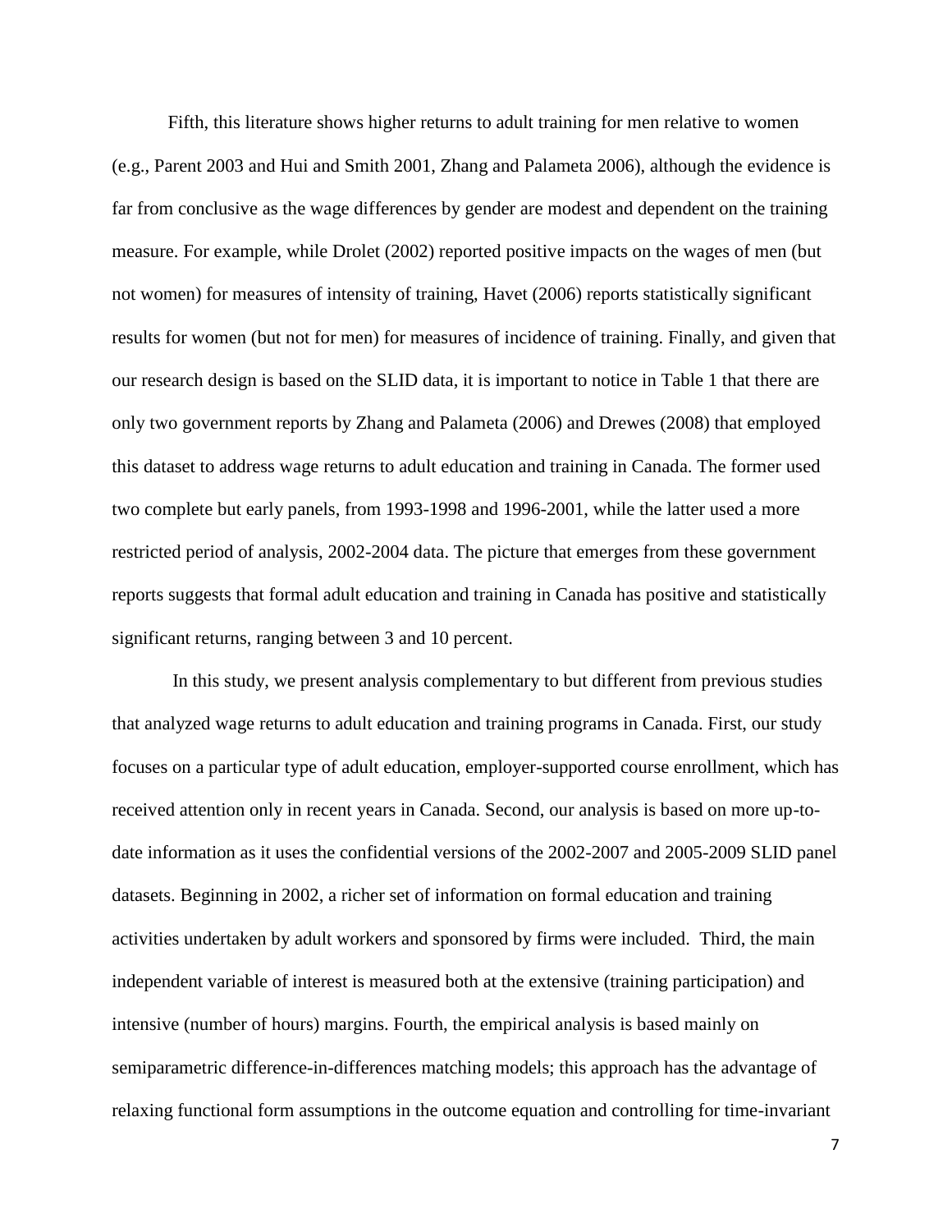Fifth, this literature shows higher returns to adult training for men relative to women (e.g., Parent 2003 and Hui and Smith 2001, Zhang and Palameta 2006), although the evidence is far from conclusive as the wage differences by gender are modest and dependent on the training measure. For example, while Drolet (2002) reported positive impacts on the wages of men (but not women) for measures of intensity of training, Havet (2006) reports statistically significant results for women (but not for men) for measures of incidence of training. Finally, and given that our research design is based on the SLID data, it is important to notice in Table 1 that there are only two government reports by Zhang and Palameta (2006) and Drewes (2008) that employed this dataset to address wage returns to adult education and training in Canada. The former used two complete but early panels, from 1993-1998 and 1996-2001, while the latter used a more restricted period of analysis, 2002-2004 data. The picture that emerges from these government reports suggests that formal adult education and training in Canada has positive and statistically significant returns, ranging between 3 and 10 percent.

In this study, we present analysis complementary to but different from previous studies that analyzed wage returns to adult education and training programs in Canada. First, our study focuses on a particular type of adult education, employer-supported course enrollment, which has received attention only in recent years in Canada. Second, our analysis is based on more up-to-date information as it uses the confidential versions of the 2002-2007 and 2005-2009 SLID panel datasets. Beginning in 2002, a richer set of information on formal education and training activities undertaken by adult workers and sponsored by firms were included. Third, the main independent variable of interest is measured both at the extensive (training participation) and intensive (number of hours) margins. Fourth, the empirical analysis is based mainly on semiparametric difference-in-differences matching models; this approach has the advantage of relaxing functional form assumptions in the outcome equation and controlling for time-invariant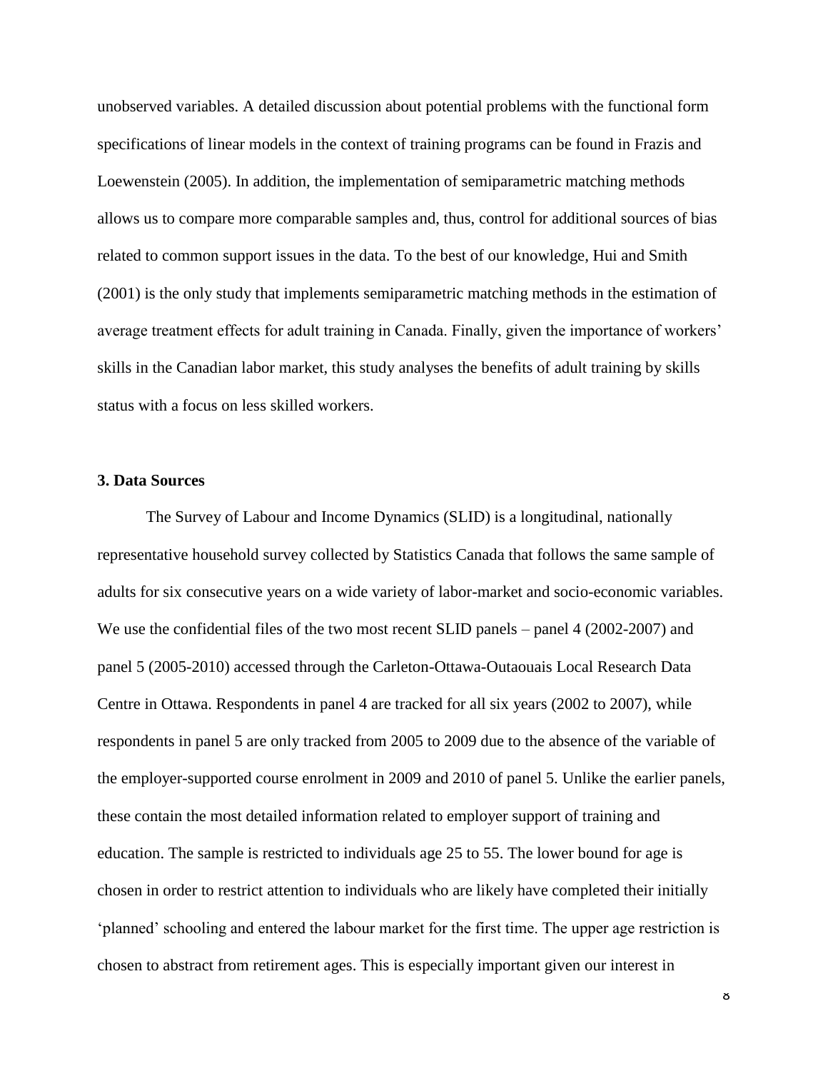unobserved variables. A detailed discussion about potential problems with the functional form specifications of linear models in the context of training programs can be found in Frazis and Loewenstein (2005). In addition, the implementation of semiparametric matching methods allows us to compare more comparable samples and, thus, control for additional sources of bias related to common support issues in the data. To the best of our knowledge, Hui and Smith (2001) is the only study that implements semiparametric matching methods in the estimation of average treatment effects for adult training in Canada. Finally, given the importance of workers' skills in the Canadian labor market, this study analyses the benefits of adult training by skills status with a focus on less skilled workers.

### 3. Data Sources

The Survey of Labour and Income Dynamics (SLID) is a longitudinal, nationally representative household survey collected by Statistics Canada that follows the same sample of adults for six consecutive years on a wide variety of labor-market and socio-economic variables. We use the confidential files of the two most recent SLID panels – panel 4 (2002-2007) and panel 5 (2005-2010) accessed through the Carleton-Ottawa-Outaouais Local Research Data Centre in Ottawa. Respondents in panel 4 are tracked for all six years (2002 to 2007), while respondents in panel 5 are only tracked from 2005 to 2009 due to the absence of the variable of the employer-supported course enrolment in 2009 and 2010 of panel 5. Unlike the earlier panels, these contain the most detailed information related to employer support of training and education. The sample is restricted to individuals age 25 to 55. The lower bound for age is chosen in order to restrict attention to individuals who are likely have completed their initially 'planned' schooling and entered the labour market for the first time. The upper age restriction is chosen to abstract from retirement ages. This is especially important given our interest in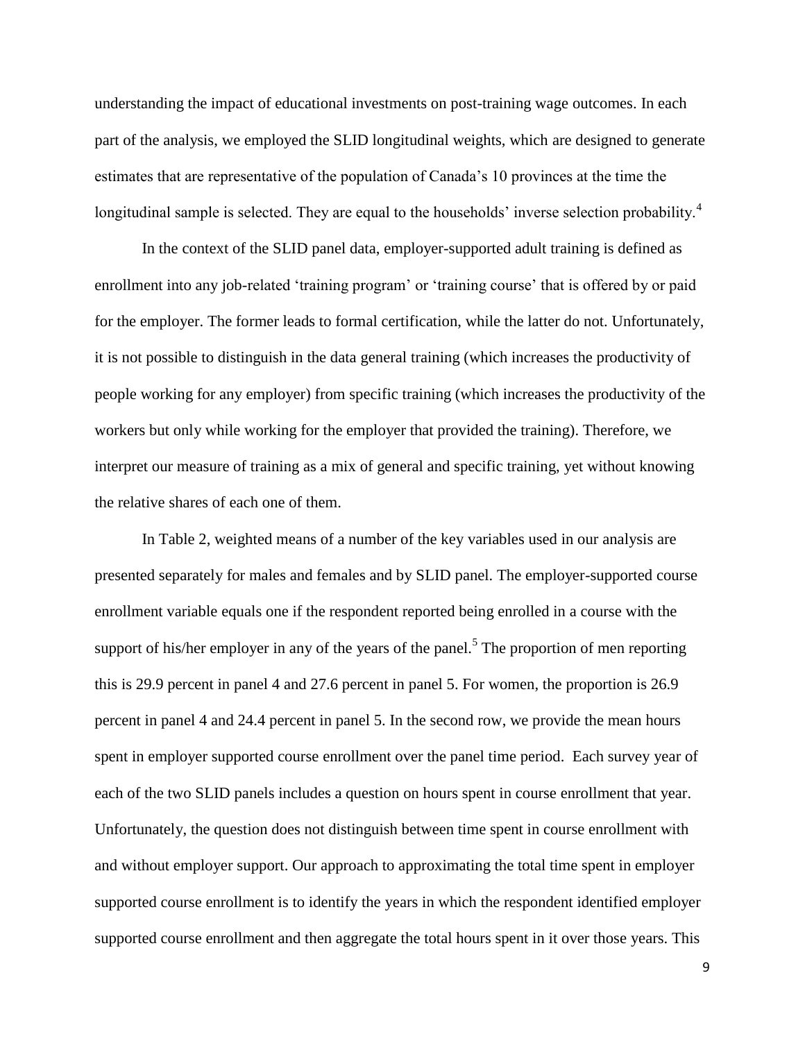understanding the impact of educational investments on post-training wage outcomes. In each part of the analysis, we employed the SLID longitudinal weights, which are designed to generate estimates that are representative of the population of Canada's 10 provinces at the time the longitudinal sample is selected. They are equal to the households' inverse selection probability.[4]

In the context of the SLID panel data, employer-supported adult training is defined as enrollment into any job-related 'training program' or 'training course' that is offered by or paid for the employer. The former leads to formal certification, while the latter do not. Unfortunately, it is not possible to distinguish in the data general training (which increases the productivity of people working for any employer) from specific training (which increases the productivity of the workers but only while working for the employer that provided the training). Therefore, we interpret our measure of training as a mix of general and specific training, yet without knowing the relative shares of each one of them.

In Table 2, weighted means of a number of the key variables used in our analysis are presented separately for males and females and by SLID panel. The employer-supported course enrollment variable equals one if the respondent reported being enrolled in a course with the support of his/her employer in any of the years of the panel.[5] The proportion of men reporting this is 29.9 percent in panel 4 and 27.6 percent in panel 5. For women, the proportion is 26.9 percent in panel 4 and 24.4 percent in panel 5. In the second row, we provide the mean hours spent in employer supported course enrollment over the panel time period. Each survey year of each of the two SLID panels includes a question on hours spent in course enrollment that year. Unfortunately, the question does not distinguish between time spent in course enrollment with and without employer support. Our approach to approximating the total time spent in employer supported course enrollment is to identify the years in which the respondent identified employer supported course enrollment and then aggregate the total hours spent in it over those years. This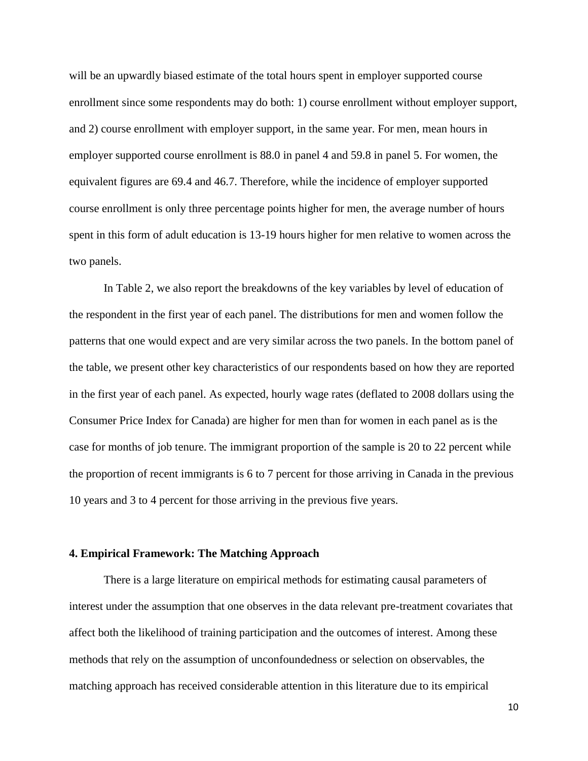will be an upwardly biased estimate of the total hours spent in employer supported course enrollment since some respondents may do both: 1) course enrollment without employer support, and 2) course enrollment with employer support, in the same year. For men, mean hours in employer supported course enrollment is 88.0 in panel 4 and 59.8 in panel 5. For women, the equivalent figures are 69.4 and 46.7. Therefore, while the incidence of employer supported course enrollment is only three percentage points higher for men, the average number of hours spent in this form of adult education is 13-19 hours higher for men relative to women across the two panels.

In Table 2, we also report the breakdowns of the key variables by level of education of the respondent in the first year of each panel. The distributions for men and women follow the patterns that one would expect and are very similar across the two panels. In the bottom panel of the table, we present other key characteristics of our respondents based on how they are reported in the first year of each panel. As expected, hourly wage rates (deflated to 2008 dollars using the Consumer Price Index for Canada) are higher for men than for women in each panel as is the case for months of job tenure. The immigrant proportion of the sample is 20 to 22 percent while the proportion of recent immigrants is 6 to 7 percent for those arriving in Canada in the previous 10 years and 3 to 4 percent for those arriving in the previous five years.

## 4. Empirical Framework: The Matching Approach

There is a large literature on empirical methods for estimating causal parameters of interest under the assumption that one observes in the data relevant pre-treatment covariates that affect both the likelihood of training participation and the outcomes of interest. Among these methods that rely on the assumption of unconfoundedness or selection on observables, the matching approach has received considerable attention in this literature due to its empirical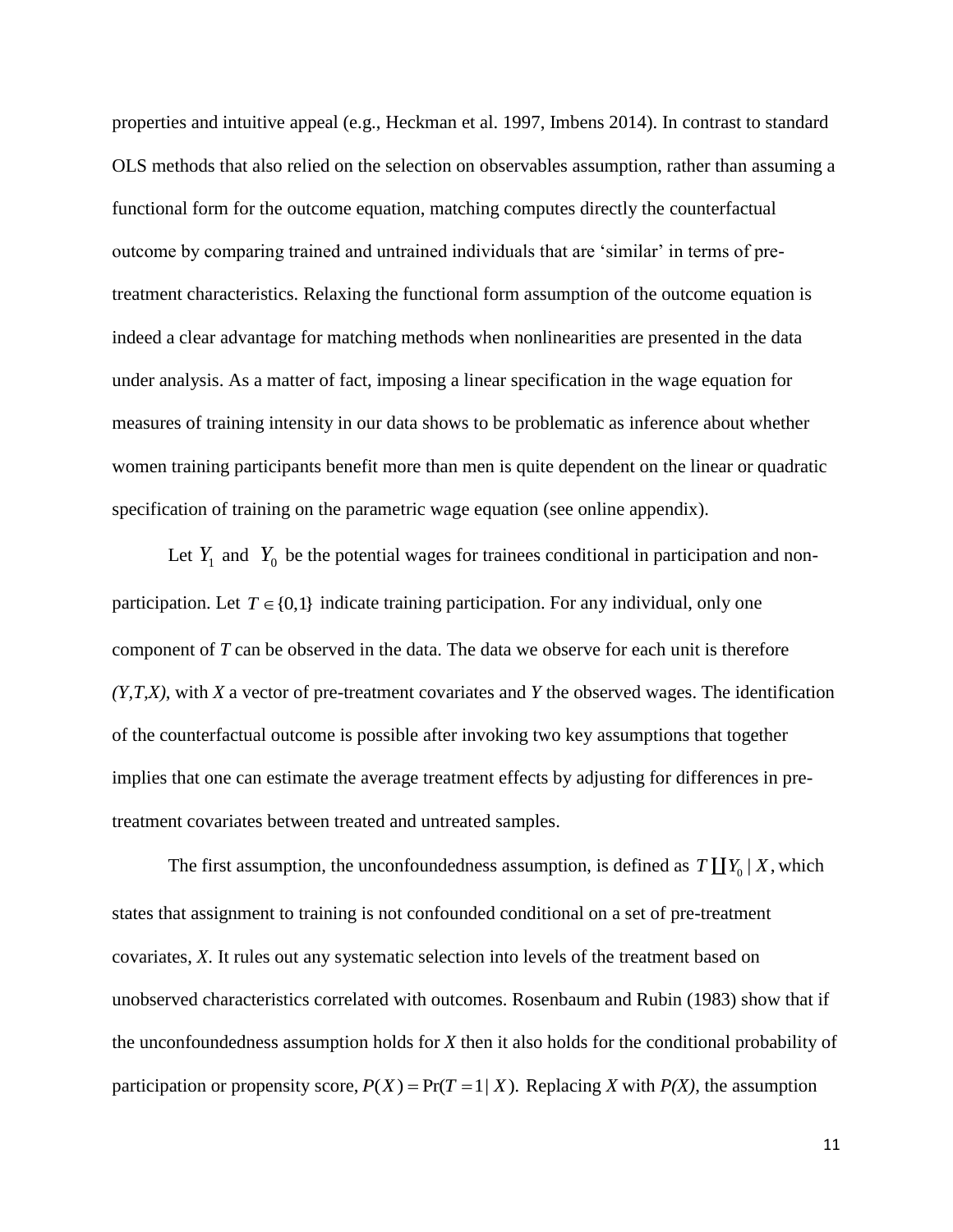properties and intuitive appeal (e.g., Heckman et al. 1997, Imbens 2014). In contrast to standard OLS methods that also relied on the selection on observables assumption, rather than assuming a functional form for the outcome equation, matching computes directly the counterfactual outcome by comparing trained and untrained individuals that are 'similar' in terms of pre-treatment characteristics. Relaxing the functional form assumption of the outcome equation is indeed a clear advantage for matching methods when nonlinearities are presented in the data under analysis. As a matter of fact, imposing a linear specification in the wage equation for measures of training intensity in our data shows to be problematic as inference about whether women training participants benefit more than men is quite dependent on the linear or quadratic specification of training on the parametric wage equation (see online appendix).

Let $Y_1$ and $Y_0$ be the potential wages for trainees conditional in participation and non-participation. Let $T \in \{0,1\}$ indicate training participation. For any individual, only one component of *T* can be observed in the data. The data we observe for each unit is therefore *(Y,T,X)*, with *X* a vector of pre-treatment covariates and *Y* the observed wages. The identification of the counterfactual outcome is possible after invoking two key assumptions that together implies that one can estimate the average treatment effects by adjusting for differences in pre-treatment covariates between treated and untreated samples.

The first assumption, the unconfoundedness assumption, is defined as $T \coprod Y_0 \mid X$, which states that assignment to training is not confounded conditional on a set of pre-treatment covariates, *X*. It rules out any systematic selection into levels of the treatment based on unobserved characteristics correlated with outcomes. Rosenbaum and Rubin (1983) show that if the unconfoundedness assumption holds for *X* then it also holds for the conditional probability of participation or propensity score, $P(X) = \Pr(T = 1 \mid X)$. Replacing *X* with *P(X)*, the assumption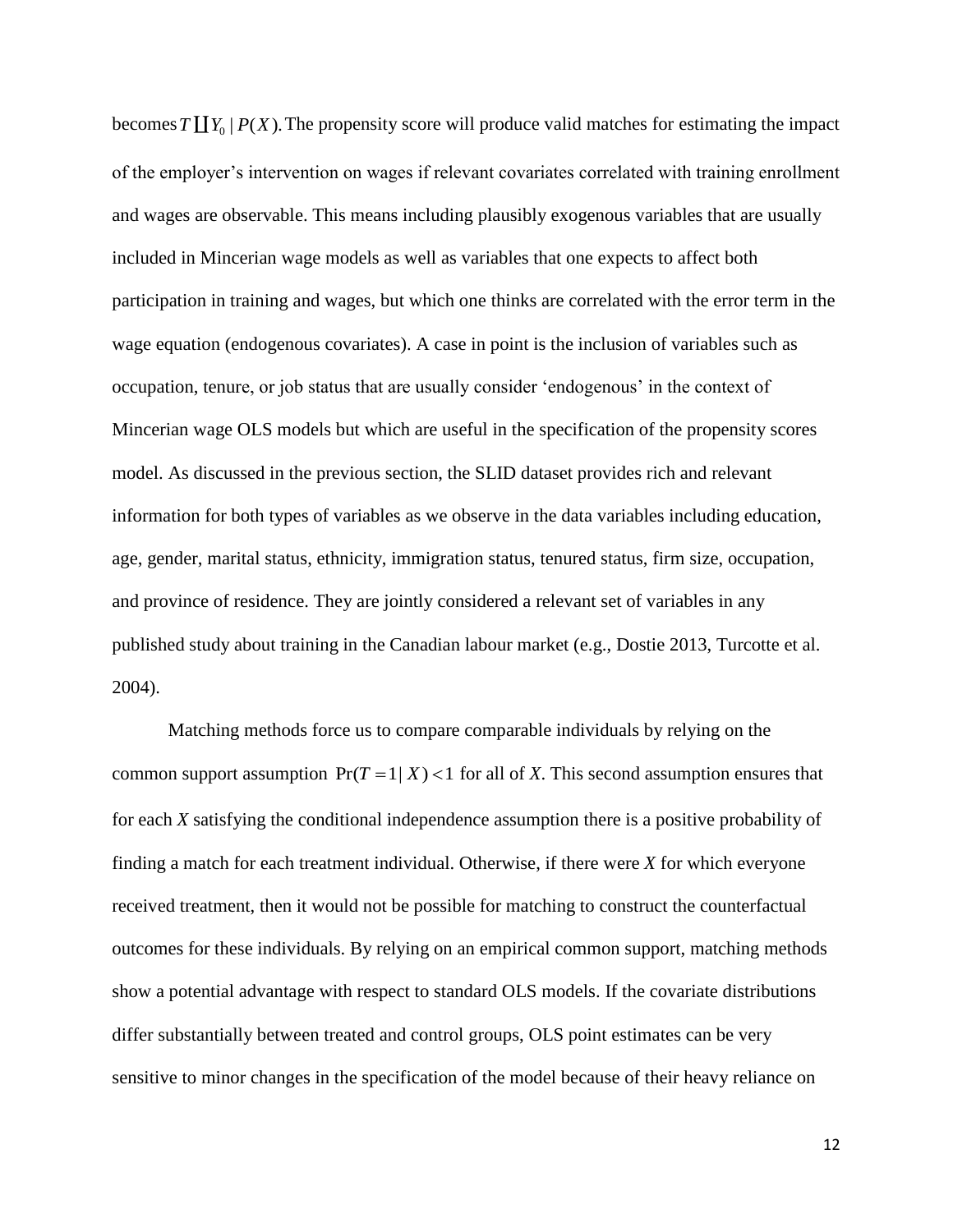becomes $T \coprod Y_0 \mid P(X)$. The propensity score will produce valid matches for estimating the impact of the employer's intervention on wages if relevant covariates correlated with training enrollment and wages are observable. This means including plausibly exogenous variables that are usually included in Mincerian wage models as well as variables that one expects to affect both participation in training and wages, but which one thinks are correlated with the error term in the wage equation (endogenous covariates). A case in point is the inclusion of variables such as occupation, tenure, or job status that are usually consider 'endogenous' in the context of Mincerian wage OLS models but which are useful in the specification of the propensity scores model. As discussed in the previous section, the SLID dataset provides rich and relevant information for both types of variables as we observe in the data variables including education, age, gender, marital status, ethnicity, immigration status, tenured status, firm size, occupation, and province of residence. They are jointly considered a relevant set of variables in any published study about training in the Canadian labour market (e.g., Dostie 2013, Turcotte et al. 2004).

Matching methods force us to compare comparable individuals by relying on the common support assumption $\Pr(T = 1 \mid X) < 1$ for all of *X*. This second assumption ensures that for each *X* satisfying the conditional independence assumption there is a positive probability of finding a match for each treatment individual. Otherwise, if there were *X* for which everyone received treatment, then it would not be possible for matching to construct the counterfactual outcomes for these individuals. By relying on an empirical common support, matching methods show a potential advantage with respect to standard OLS models. If the covariate distributions differ substantially between treated and control groups, OLS point estimates can be very sensitive to minor changes in the specification of the model because of their heavy reliance on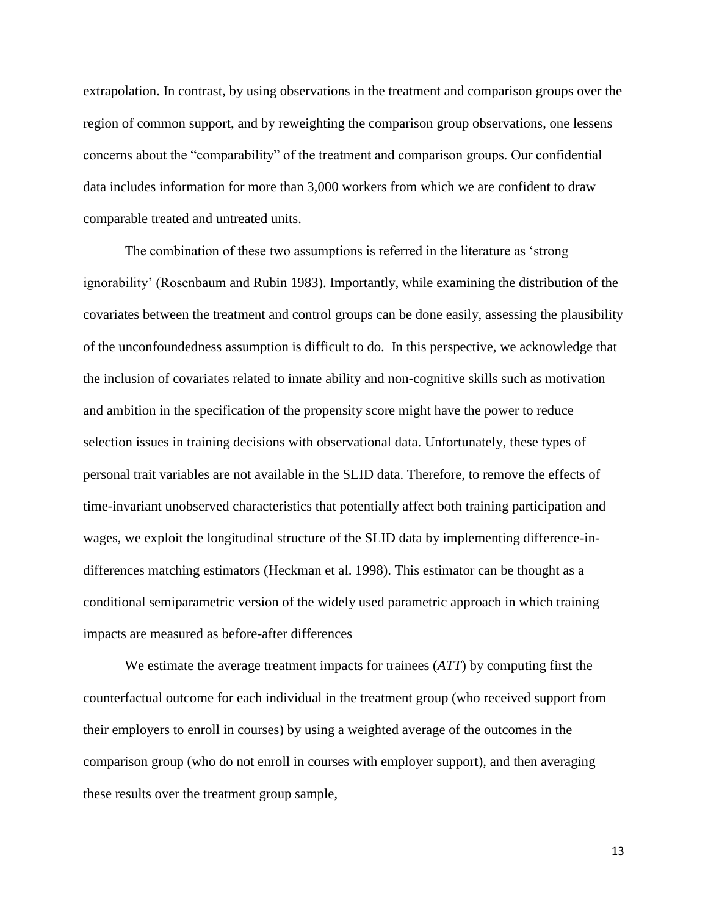extrapolation. In contrast, by using observations in the treatment and comparison groups over the region of common support, and by reweighting the comparison group observations, one lessens concerns about the "comparability" of the treatment and comparison groups. Our confidential data includes information for more than 3,000 workers from which we are confident to draw comparable treated and untreated units.

The combination of these two assumptions is referred in the literature as 'strong ignorability' (Rosenbaum and Rubin 1983). Importantly, while examining the distribution of the covariates between the treatment and control groups can be done easily, assessing the plausibility of the unconfoundedness assumption is difficult to do. In this perspective, we acknowledge that the inclusion of covariates related to innate ability and non-cognitive skills such as motivation and ambition in the specification of the propensity score might have the power to reduce selection issues in training decisions with observational data. Unfortunately, these types of personal trait variables are not available in the SLID data. Therefore, to remove the effects of time-invariant unobserved characteristics that potentially affect both training participation and wages, we exploit the longitudinal structure of the SLID data by implementing difference-in-differences matching estimators (Heckman et al. 1998). This estimator can be thought as a conditional semiparametric version of the widely used parametric approach in which training impacts are measured as before-after differences

We estimate the average treatment impacts for trainees (*ATT*) by computing first the counterfactual outcome for each individual in the treatment group (who received support from their employers to enroll in courses) by using a weighted average of the outcomes in the comparison group (who do not enroll in courses with employer support), and then averaging these results over the treatment group sample,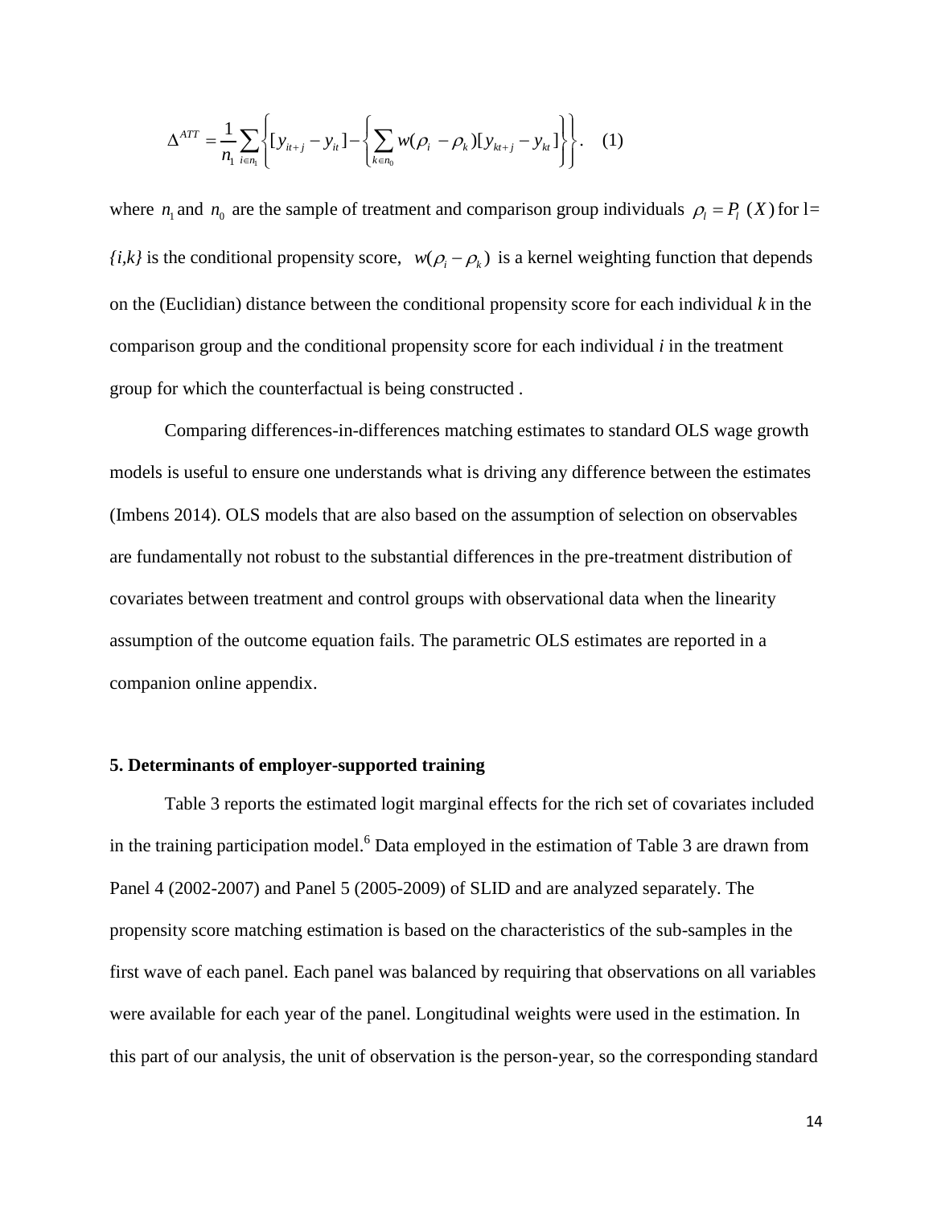$$\Delta^{ATT} = \frac{1}{n_1} \sum_{i \in n_1} \left\{ [y_{it+j} - y_{it}] - \left\{ \sum_{k \in n_0} w(\rho_i - \rho_k)[y_{kt+j} - y_{kt}] \right\} \right\}. \quad (1)$$

where $n_1$ and $n_0$ are the sample of treatment and comparison group individuals $\rho_l = P_l\ (X)$ for l= *{i,k}* is the conditional propensity score, $w(\rho_i - \rho_k)$ is a kernel weighting function that depends on the (Euclidian) distance between the conditional propensity score for each individual *k* in the comparison group and the conditional propensity score for each individual *i* in the treatment group for which the counterfactual is being constructed .

Comparing differences-in-differences matching estimates to standard OLS wage growth models is useful to ensure one understands what is driving any difference between the estimates (Imbens 2014). OLS models that are also based on the assumption of selection on observables are fundamentally not robust to the substantial differences in the pre-treatment distribution of covariates between treatment and control groups with observational data when the linearity assumption of the outcome equation fails. The parametric OLS estimates are reported in a companion online appendix.

## 5. Determinants of employer-supported training

Table 3 reports the estimated logit marginal effects for the rich set of covariates included in the training participation model.[6] Data employed in the estimation of Table 3 are drawn from Panel 4 (2002-2007) and Panel 5 (2005-2009) of SLID and are analyzed separately. The propensity score matching estimation is based on the characteristics of the sub-samples in the first wave of each panel. Each panel was balanced by requiring that observations on all variables were available for each year of the panel. Longitudinal weights were used in the estimation. In this part of our analysis, the unit of observation is the person-year, so the corresponding standard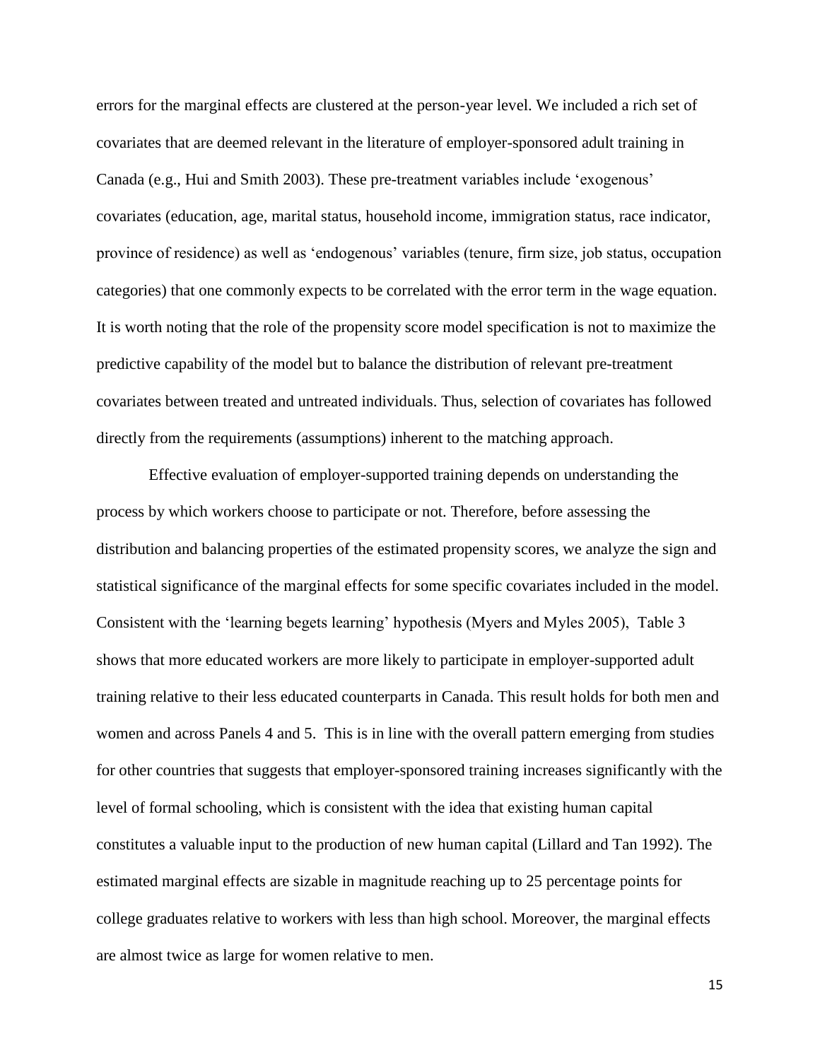errors for the marginal effects are clustered at the person-year level. We included a rich set of covariates that are deemed relevant in the literature of employer-sponsored adult training in Canada (e.g., Hui and Smith 2003). These pre-treatment variables include 'exogenous' covariates (education, age, marital status, household income, immigration status, race indicator, province of residence) as well as 'endogenous' variables (tenure, firm size, job status, occupation categories) that one commonly expects to be correlated with the error term in the wage equation. It is worth noting that the role of the propensity score model specification is not to maximize the predictive capability of the model but to balance the distribution of relevant pre-treatment covariates between treated and untreated individuals. Thus, selection of covariates has followed directly from the requirements (assumptions) inherent to the matching approach.

Effective evaluation of employer-supported training depends on understanding the process by which workers choose to participate or not. Therefore, before assessing the distribution and balancing properties of the estimated propensity scores, we analyze the sign and statistical significance of the marginal effects for some specific covariates included in the model. Consistent with the 'learning begets learning' hypothesis (Myers and Myles 2005), Table 3 shows that more educated workers are more likely to participate in employer-supported adult training relative to their less educated counterparts in Canada. This result holds for both men and women and across Panels 4 and 5. This is in line with the overall pattern emerging from studies for other countries that suggests that employer-sponsored training increases significantly with the level of formal schooling, which is consistent with the idea that existing human capital constitutes a valuable input to the production of new human capital (Lillard and Tan 1992). The estimated marginal effects are sizable in magnitude reaching up to 25 percentage points for college graduates relative to workers with less than high school. Moreover, the marginal effects are almost twice as large for women relative to men.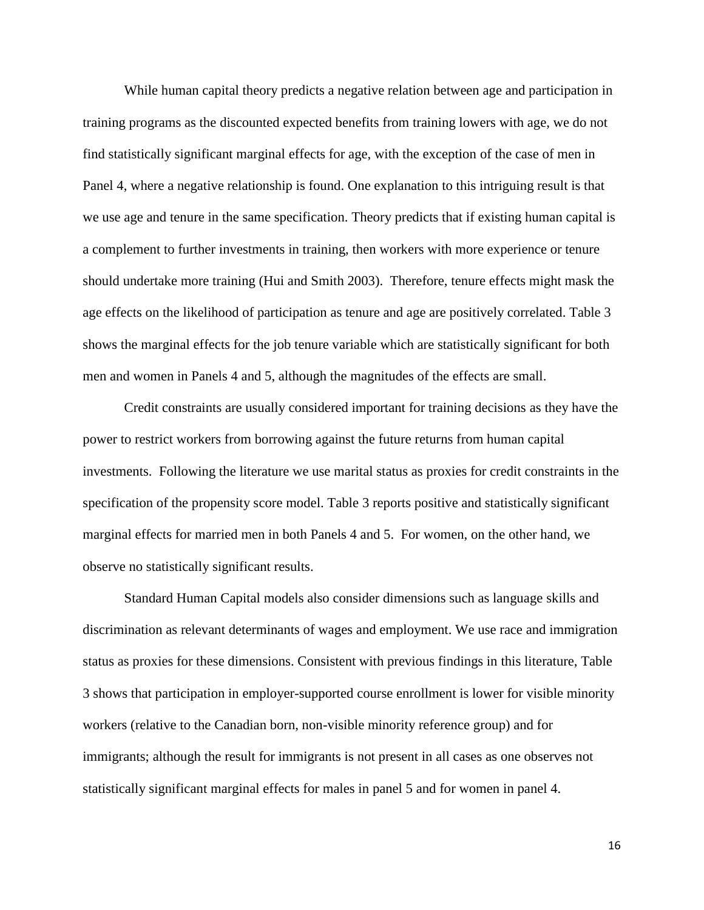While human capital theory predicts a negative relation between age and participation in training programs as the discounted expected benefits from training lowers with age, we do not find statistically significant marginal effects for age, with the exception of the case of men in Panel 4, where a negative relationship is found. One explanation to this intriguing result is that we use age and tenure in the same specification. Theory predicts that if existing human capital is a complement to further investments in training, then workers with more experience or tenure should undertake more training (Hui and Smith 2003). Therefore, tenure effects might mask the age effects on the likelihood of participation as tenure and age are positively correlated. Table 3 shows the marginal effects for the job tenure variable which are statistically significant for both men and women in Panels 4 and 5, although the magnitudes of the effects are small.

Credit constraints are usually considered important for training decisions as they have the power to restrict workers from borrowing against the future returns from human capital investments. Following the literature we use marital status as proxies for credit constraints in the specification of the propensity score model. Table 3 reports positive and statistically significant marginal effects for married men in both Panels 4 and 5. For women, on the other hand, we observe no statistically significant results.

Standard Human Capital models also consider dimensions such as language skills and discrimination as relevant determinants of wages and employment. We use race and immigration status as proxies for these dimensions. Consistent with previous findings in this literature, Table 3 shows that participation in employer-supported course enrollment is lower for visible minority workers (relative to the Canadian born, non-visible minority reference group) and for immigrants; although the result for immigrants is not present in all cases as one observes not statistically significant marginal effects for males in panel 5 and for women in panel 4.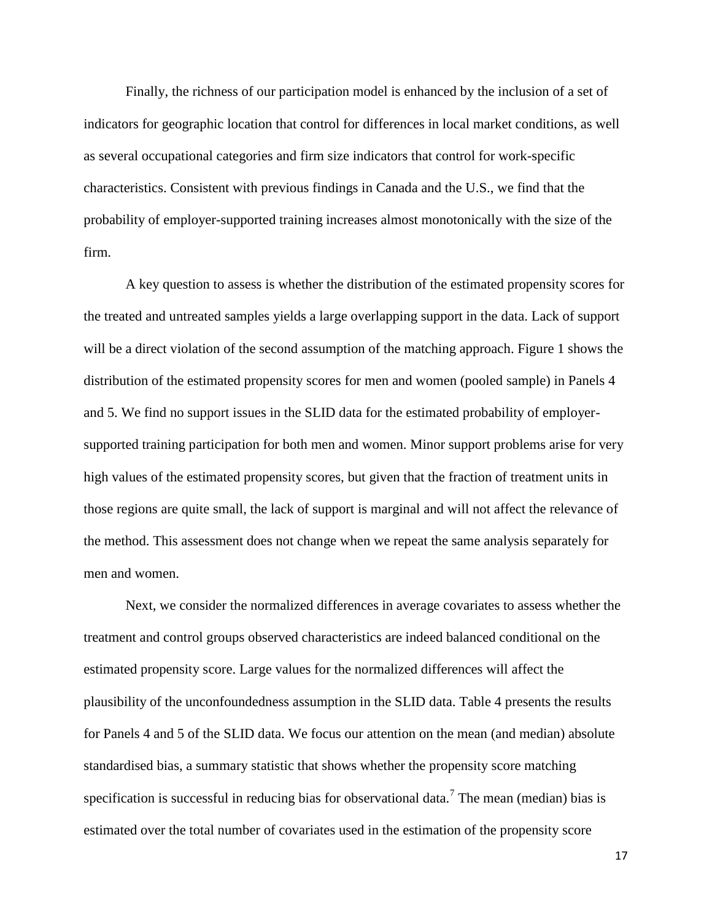Finally, the richness of our participation model is enhanced by the inclusion of a set of indicators for geographic location that control for differences in local market conditions, as well as several occupational categories and firm size indicators that control for work-specific characteristics. Consistent with previous findings in Canada and the U.S., we find that the probability of employer-supported training increases almost monotonically with the size of the firm.

A key question to assess is whether the distribution of the estimated propensity scores for the treated and untreated samples yields a large overlapping support in the data. Lack of support will be a direct violation of the second assumption of the matching approach. Figure 1 shows the distribution of the estimated propensity scores for men and women (pooled sample) in Panels 4 and 5. We find no support issues in the SLID data for the estimated probability of employer-supported training participation for both men and women. Minor support problems arise for very high values of the estimated propensity scores, but given that the fraction of treatment units in those regions are quite small, the lack of support is marginal and will not affect the relevance of the method. This assessment does not change when we repeat the same analysis separately for men and women.

Next, we consider the normalized differences in average covariates to assess whether the treatment and control groups observed characteristics are indeed balanced conditional on the estimated propensity score. Large values for the normalized differences will affect the plausibility of the unconfoundedness assumption in the SLID data. Table 4 presents the results for Panels 4 and 5 of the SLID data. We focus our attention on the mean (and median) absolute standardised bias, a summary statistic that shows whether the propensity score matching specification is successful in reducing bias for observational data.[7] The mean (median) bias is estimated over the total number of covariates used in the estimation of the propensity score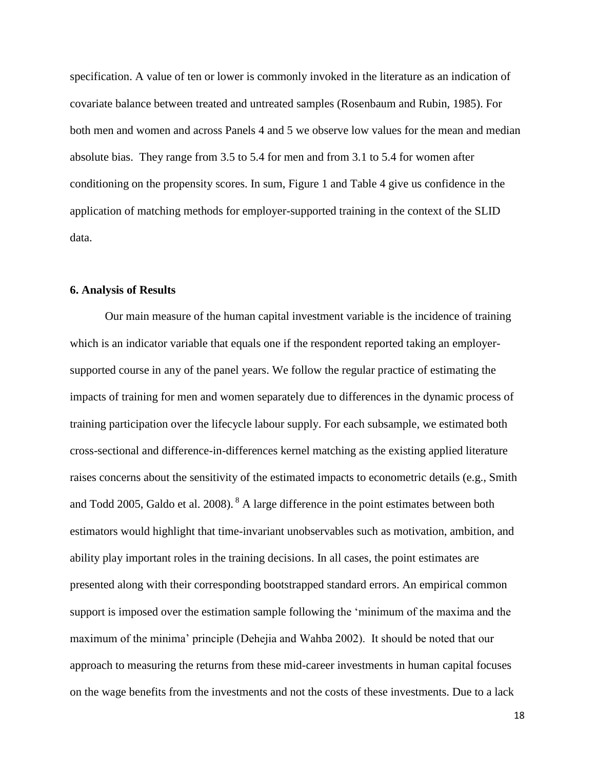specification. A value of ten or lower is commonly invoked in the literature as an indication of covariate balance between treated and untreated samples (Rosenbaum and Rubin, 1985). For both men and women and across Panels 4 and 5 we observe low values for the mean and median absolute bias. They range from 3.5 to 5.4 for men and from 3.1 to 5.4 for women after conditioning on the propensity scores. In sum, Figure 1 and Table 4 give us confidence in the application of matching methods for employer-supported training in the context of the SLID data.

**6. Analysis of Results**

Our main measure of the human capital investment variable is the incidence of training which is an indicator variable that equals one if the respondent reported taking an employer-supported course in any of the panel years. We follow the regular practice of estimating the impacts of training for men and women separately due to differences in the dynamic process of training participation over the lifecycle labour supply. For each subsample, we estimated both cross-sectional and difference-in-differences kernel matching as the existing applied literature raises concerns about the sensitivity of the estimated impacts to econometric details (e.g., Smith and Todd 2005, Galdo et al. 2008).[8] A large difference in the point estimates between both estimators would highlight that time-invariant unobservables such as motivation, ambition, and ability play important roles in the training decisions. In all cases, the point estimates are presented along with their corresponding bootstrapped standard errors. An empirical common support is imposed over the estimation sample following the 'minimum of the maxima and the maximum of the minima' principle (Dehejia and Wahba 2002). It should be noted that our approach to measuring the returns from these mid-career investments in human capital focuses on the wage benefits from the investments and not the costs of these investments. Due to a lack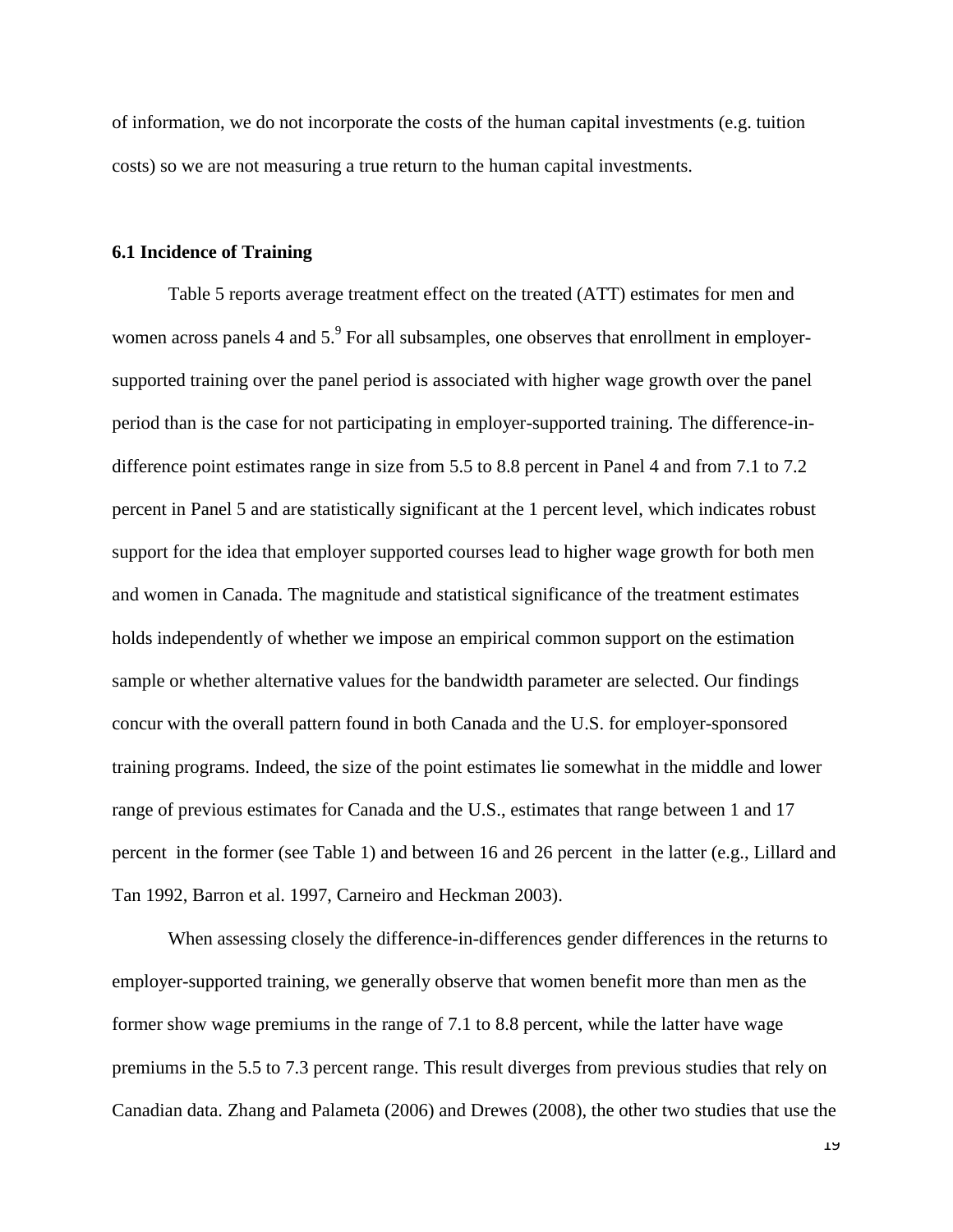of information, we do not incorporate the costs of the human capital investments (e.g. tuition costs) so we are not measuring a true return to the human capital investments.

### 6.1 Incidence of Training

Table 5 reports average treatment effect on the treated (ATT) estimates for men and women across panels 4 and 5.[9] For all subsamples, one observes that enrollment in employer-supported training over the panel period is associated with higher wage growth over the panel period than is the case for not participating in employer-supported training. The difference-in-difference point estimates range in size from 5.5 to 8.8 percent in Panel 4 and from 7.1 to 7.2 percent in Panel 5 and are statistically significant at the 1 percent level, which indicates robust support for the idea that employer supported courses lead to higher wage growth for both men and women in Canada. The magnitude and statistical significance of the treatment estimates holds independently of whether we impose an empirical common support on the estimation sample or whether alternative values for the bandwidth parameter are selected. Our findings concur with the overall pattern found in both Canada and the U.S. for employer-sponsored training programs. Indeed, the size of the point estimates lie somewhat in the middle and lower range of previous estimates for Canada and the U.S., estimates that range between 1 and 17 percent in the former (see Table 1) and between 16 and 26 percent in the latter (e.g., Lillard and Tan 1992, Barron et al. 1997, Carneiro and Heckman 2003).

When assessing closely the difference-in-differences gender differences in the returns to employer-supported training, we generally observe that women benefit more than men as the former show wage premiums in the range of 7.1 to 8.8 percent, while the latter have wage premiums in the 5.5 to 7.3 percent range. This result diverges from previous studies that rely on Canadian data. Zhang and Palameta (2006) and Drewes (2008), the other two studies that use the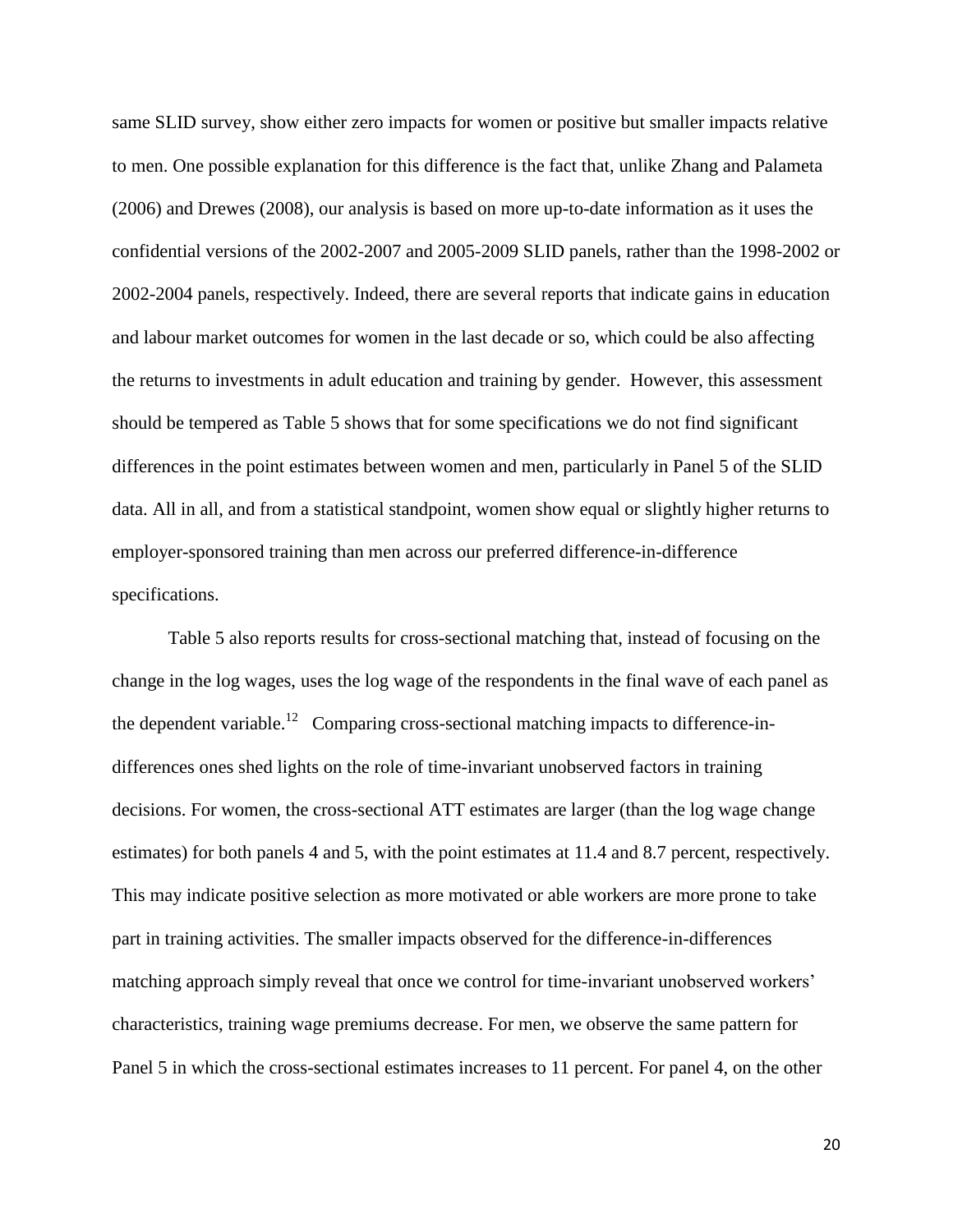same SLID survey, show either zero impacts for women or positive but smaller impacts relative to men. One possible explanation for this difference is the fact that, unlike Zhang and Palameta (2006) and Drewes (2008), our analysis is based on more up-to-date information as it uses the confidential versions of the 2002-2007 and 2005-2009 SLID panels, rather than the 1998-2002 or 2002-2004 panels, respectively. Indeed, there are several reports that indicate gains in education and labour market outcomes for women in the last decade or so, which could be also affecting the returns to investments in adult education and training by gender. However, this assessment should be tempered as Table 5 shows that for some specifications we do not find significant differences in the point estimates between women and men, particularly in Panel 5 of the SLID data. All in all, and from a statistical standpoint, women show equal or slightly higher returns to employer-sponsored training than men across our preferred difference-in-difference specifications.

Table 5 also reports results for cross-sectional matching that, instead of focusing on the change in the log wages, uses the log wage of the respondents in the final wave of each panel as the dependent variable.[12] Comparing cross-sectional matching impacts to difference-in-differences ones shed lights on the role of time-invariant unobserved factors in training decisions. For women, the cross-sectional ATT estimates are larger (than the log wage change estimates) for both panels 4 and 5, with the point estimates at 11.4 and 8.7 percent, respectively. This may indicate positive selection as more motivated or able workers are more prone to take part in training activities. The smaller impacts observed for the difference-in-differences matching approach simply reveal that once we control for time-invariant unobserved workers' characteristics, training wage premiums decrease. For men, we observe the same pattern for Panel 5 in which the cross-sectional estimates increases to 11 percent. For panel 4, on the other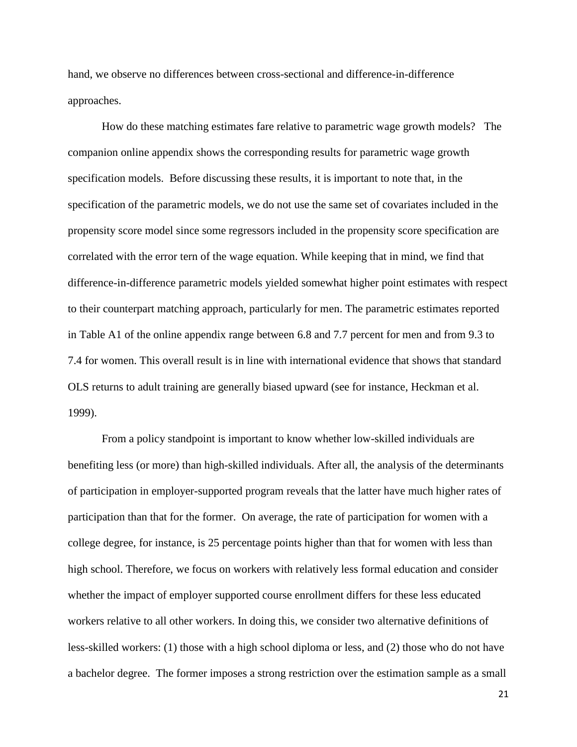hand, we observe no differences between cross-sectional and difference-in-difference approaches.

How do these matching estimates fare relative to parametric wage growth models? The companion online appendix shows the corresponding results for parametric wage growth specification models. Before discussing these results, it is important to note that, in the specification of the parametric models, we do not use the same set of covariates included in the propensity score model since some regressors included in the propensity score specification are correlated with the error tern of the wage equation. While keeping that in mind, we find that difference-in-difference parametric models yielded somewhat higher point estimates with respect to their counterpart matching approach, particularly for men. The parametric estimates reported in Table A1 of the online appendix range between 6.8 and 7.7 percent for men and from 9.3 to 7.4 for women. This overall result is in line with international evidence that shows that standard OLS returns to adult training are generally biased upward (see for instance, Heckman et al. 1999).

From a policy standpoint is important to know whether low-skilled individuals are benefiting less (or more) than high-skilled individuals. After all, the analysis of the determinants of participation in employer-supported program reveals that the latter have much higher rates of participation than that for the former. On average, the rate of participation for women with a college degree, for instance, is 25 percentage points higher than that for women with less than high school. Therefore, we focus on workers with relatively less formal education and consider whether the impact of employer supported course enrollment differs for these less educated workers relative to all other workers. In doing this, we consider two alternative definitions of less-skilled workers: (1) those with a high school diploma or less, and (2) those who do not have a bachelor degree. The former imposes a strong restriction over the estimation sample as a small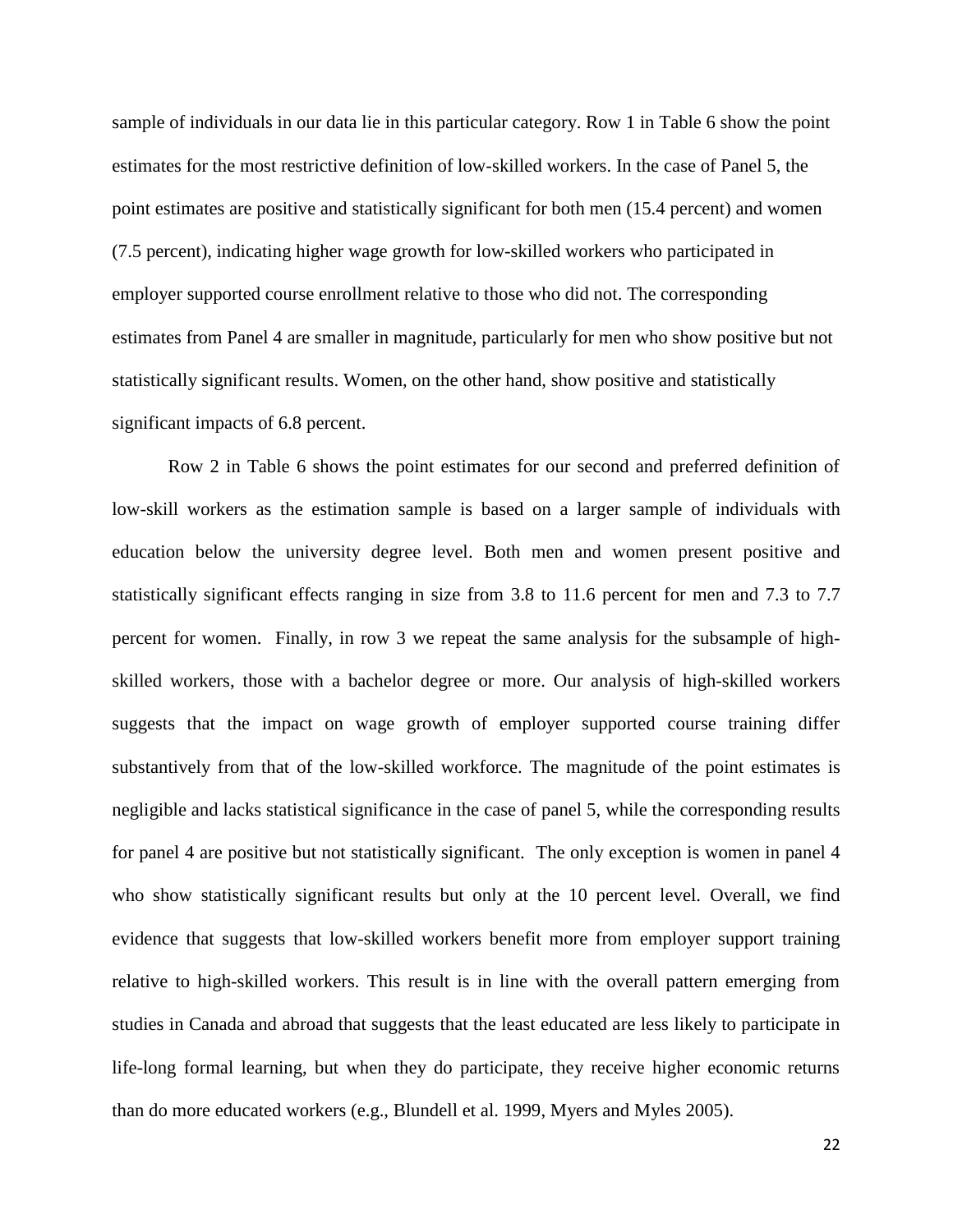sample of individuals in our data lie in this particular category. Row 1 in Table 6 show the point estimates for the most restrictive definition of low-skilled workers. In the case of Panel 5, the point estimates are positive and statistically significant for both men (15.4 percent) and women (7.5 percent), indicating higher wage growth for low-skilled workers who participated in employer supported course enrollment relative to those who did not. The corresponding estimates from Panel 4 are smaller in magnitude, particularly for men who show positive but not statistically significant results. Women, on the other hand, show positive and statistically significant impacts of 6.8 percent.

Row 2 in Table 6 shows the point estimates for our second and preferred definition of low-skill workers as the estimation sample is based on a larger sample of individuals with education below the university degree level. Both men and women present positive and statistically significant effects ranging in size from 3.8 to 11.6 percent for men and 7.3 to 7.7 percent for women. Finally, in row 3 we repeat the same analysis for the subsample of high-skilled workers, those with a bachelor degree or more. Our analysis of high-skilled workers suggests that the impact on wage growth of employer supported course training differ substantively from that of the low-skilled workforce. The magnitude of the point estimates is negligible and lacks statistical significance in the case of panel 5, while the corresponding results for panel 4 are positive but not statistically significant. The only exception is women in panel 4 who show statistically significant results but only at the 10 percent level. Overall, we find evidence that suggests that low-skilled workers benefit more from employer support training relative to high-skilled workers. This result is in line with the overall pattern emerging from studies in Canada and abroad that suggests that the least educated are less likely to participate in life-long formal learning, but when they do participate, they receive higher economic returns than do more educated workers (e.g., Blundell et al. 1999, Myers and Myles 2005).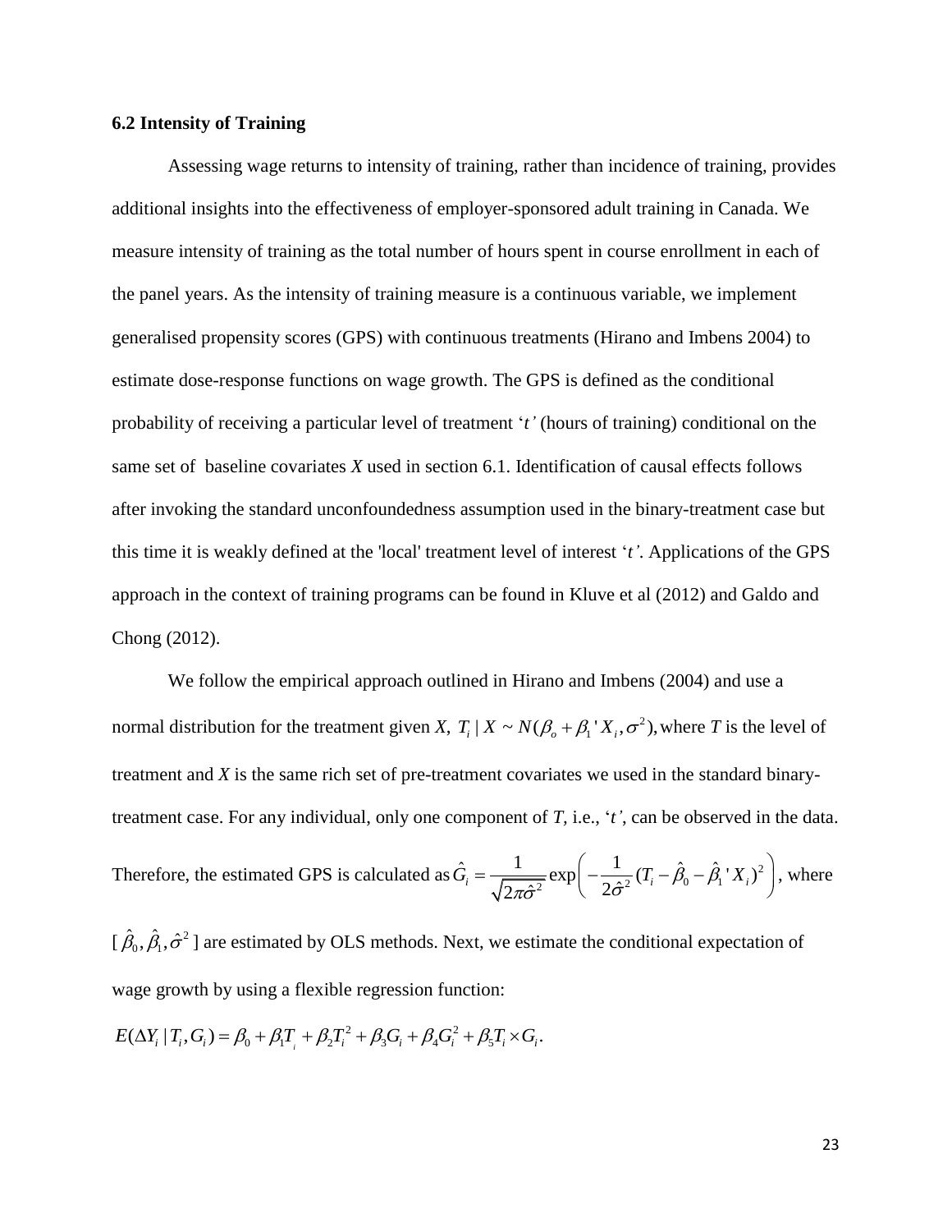### 6.2 Intensity of Training

Assessing wage returns to intensity of training, rather than incidence of training, provides additional insights into the effectiveness of employer-sponsored adult training in Canada. We measure intensity of training as the total number of hours spent in course enrollment in each of the panel years. As the intensity of training measure is a continuous variable, we implement generalised propensity scores (GPS) with continuous treatments (Hirano and Imbens 2004) to estimate dose-response functions on wage growth. The GPS is defined as the conditional probability of receiving a particular level of treatment '*t'* (hours of training) conditional on the same set of baseline covariates *X* used in section 6.1. Identification of causal effects follows after invoking the standard unconfoundedness assumption used in the binary-treatment case but this time it is weakly defined at the 'local' treatment level of interest '*t'*. Applications of the GPS approach in the context of training programs can be found in Kluve et al (2012) and Galdo and Chong (2012).

We follow the empirical approach outlined in Hirano and Imbens (2004) and use a normal distribution for the treatment given *X*, $T_i \mid X \sim N(\beta_o + \beta_1' X_i, \sigma^2)$, where *T* is the level of treatment and *X* is the same rich set of pre-treatment covariates we used in the standard binary-treatment case. For any individual, only one component of *T*, i.e., '*t'*, can be observed in the data. Therefore, the estimated GPS is calculated as $\hat{G}_i = \frac{1}{\sqrt{2\pi\hat{\sigma}^2}} \exp\left( -\frac{1}{2\hat{\sigma}^2} (T_i - \hat{\beta}_0 - \hat{\beta}_1' X_i)^2 \right)$, where

[ $\hat{\beta}_0, \hat{\beta}_1, \hat{\sigma}^2$ ] are estimated by OLS methods. Next, we estimate the conditional expectation of wage growth by using a flexible regression function:

$$E(\Delta Y_i \mid T_i, G_i) = \beta_0 + \beta_1 T_i + \beta_2 T_i^2 + \beta_3 G_i + \beta_4 G_i^2 + \beta_5 T_i \times G_i.$$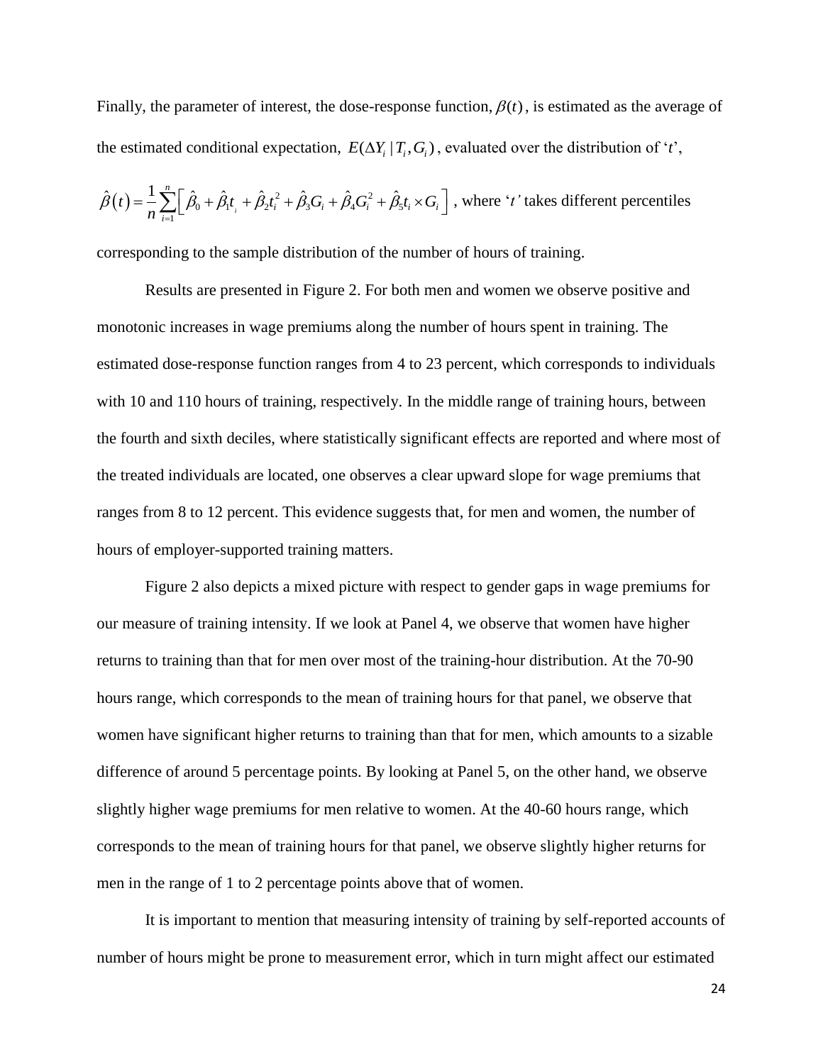Finally, the parameter of interest, the dose-response function, $\beta(t)$, is estimated as the average of the estimated conditional expectation, $E(\Delta Y_i \mid T_i, G_i)$, evaluated over the distribution of '$t$',

$\hat{\beta}(t) = \frac{1}{n}\sum_{i=1}^{n}\left[\hat{\beta}_0 + \hat{\beta}_1 t_i + \hat{\beta}_2 t_i^2 + \hat{\beta}_3 G_i + \hat{\beta}_4 G_i^2 + \hat{\beta}_5 t_i \times G_i\right]$, where '$t$' takes different percentiles corresponding to the sample distribution of the number of hours of training.

Results are presented in Figure 2. For both men and women we observe positive and monotonic increases in wage premiums along the number of hours spent in training. The estimated dose-response function ranges from 4 to 23 percent, which corresponds to individuals with 10 and 110 hours of training, respectively. In the middle range of training hours, between the fourth and sixth deciles, where statistically significant effects are reported and where most of the treated individuals are located, one observes a clear upward slope for wage premiums that ranges from 8 to 12 percent. This evidence suggests that, for men and women, the number of hours of employer-supported training matters.

Figure 2 also depicts a mixed picture with respect to gender gaps in wage premiums for our measure of training intensity. If we look at Panel 4, we observe that women have higher returns to training than that for men over most of the training-hour distribution. At the 70-90 hours range, which corresponds to the mean of training hours for that panel, we observe that women have significant higher returns to training than that for men, which amounts to a sizable difference of around 5 percentage points. By looking at Panel 5, on the other hand, we observe slightly higher wage premiums for men relative to women. At the 40-60 hours range, which corresponds to the mean of training hours for that panel, we observe slightly higher returns for men in the range of 1 to 2 percentage points above that of women.

It is important to mention that measuring intensity of training by self-reported accounts of number of hours might be prone to measurement error, which in turn might affect our estimated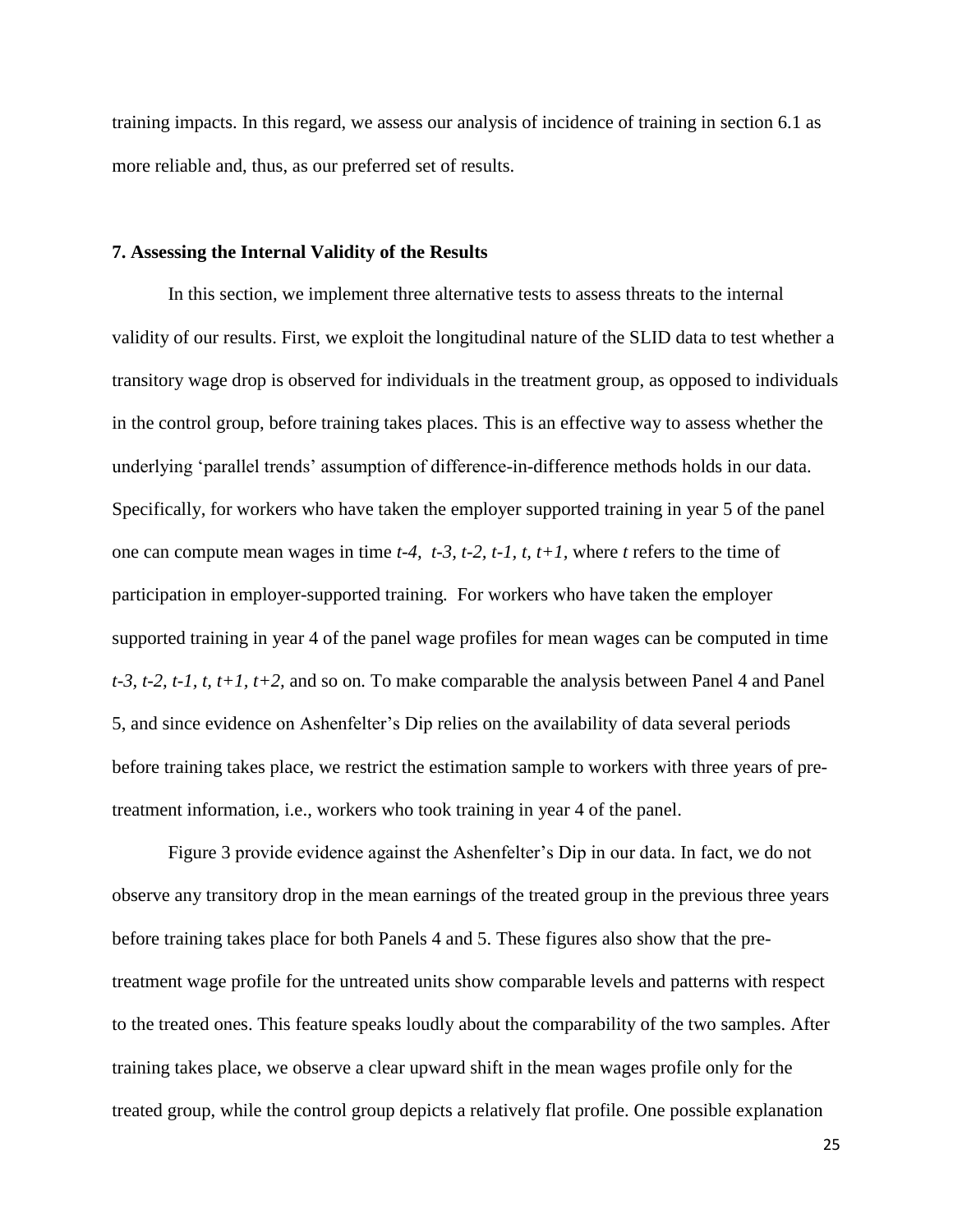training impacts. In this regard, we assess our analysis of incidence of training in section 6.1 as more reliable and, thus, as our preferred set of results.

### 7. Assessing the Internal Validity of the Results

In this section, we implement three alternative tests to assess threats to the internal validity of our results. First, we exploit the longitudinal nature of the SLID data to test whether a transitory wage drop is observed for individuals in the treatment group, as opposed to individuals in the control group, before training takes places. This is an effective way to assess whether the underlying 'parallel trends' assumption of difference-in-difference methods holds in our data. Specifically, for workers who have taken the employer supported training in year 5 of the panel one can compute mean wages in time *t-4, t-3, t-2, t-1, t, t+1,* where *t* refers to the time of participation in employer-supported training. For workers who have taken the employer supported training in year 4 of the panel wage profiles for mean wages can be computed in time *t-3, t-2, t-1, t, t+1, t+2,* and so on. To make comparable the analysis between Panel 4 and Panel 5, and since evidence on Ashenfelter's Dip relies on the availability of data several periods before training takes place, we restrict the estimation sample to workers with three years of pre-treatment information, i.e., workers who took training in year 4 of the panel.

Figure 3 provide evidence against the Ashenfelter's Dip in our data. In fact, we do not observe any transitory drop in the mean earnings of the treated group in the previous three years before training takes place for both Panels 4 and 5. These figures also show that the pre-treatment wage profile for the untreated units show comparable levels and patterns with respect to the treated ones. This feature speaks loudly about the comparability of the two samples. After training takes place, we observe a clear upward shift in the mean wages profile only for the treated group, while the control group depicts a relatively flat profile. One possible explanation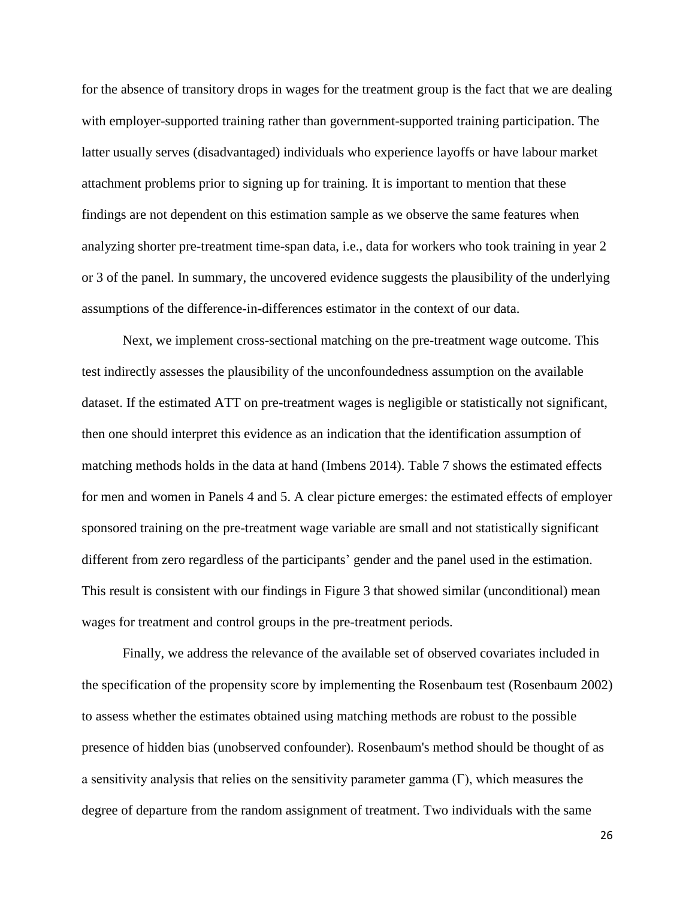for the absence of transitory drops in wages for the treatment group is the fact that we are dealing with employer-supported training rather than government-supported training participation. The latter usually serves (disadvantaged) individuals who experience layoffs or have labour market attachment problems prior to signing up for training. It is important to mention that these findings are not dependent on this estimation sample as we observe the same features when analyzing shorter pre-treatment time-span data, i.e., data for workers who took training in year 2 or 3 of the panel. In summary, the uncovered evidence suggests the plausibility of the underlying assumptions of the difference-in-differences estimator in the context of our data.

Next, we implement cross-sectional matching on the pre-treatment wage outcome. This test indirectly assesses the plausibility of the unconfoundedness assumption on the available dataset. If the estimated ATT on pre-treatment wages is negligible or statistically not significant, then one should interpret this evidence as an indication that the identification assumption of matching methods holds in the data at hand (Imbens 2014). Table 7 shows the estimated effects for men and women in Panels 4 and 5. A clear picture emerges: the estimated effects of employer sponsored training on the pre-treatment wage variable are small and not statistically significant different from zero regardless of the participants' gender and the panel used in the estimation. This result is consistent with our findings in Figure 3 that showed similar (unconditional) mean wages for treatment and control groups in the pre-treatment periods.

Finally, we address the relevance of the available set of observed covariates included in the specification of the propensity score by implementing the Rosenbaum test (Rosenbaum 2002) to assess whether the estimates obtained using matching methods are robust to the possible presence of hidden bias (unobserved confounder). Rosenbaum's method should be thought of as a sensitivity analysis that relies on the sensitivity parameter gamma ($\Gamma$), which measures the degree of departure from the random assignment of treatment. Two individuals with the same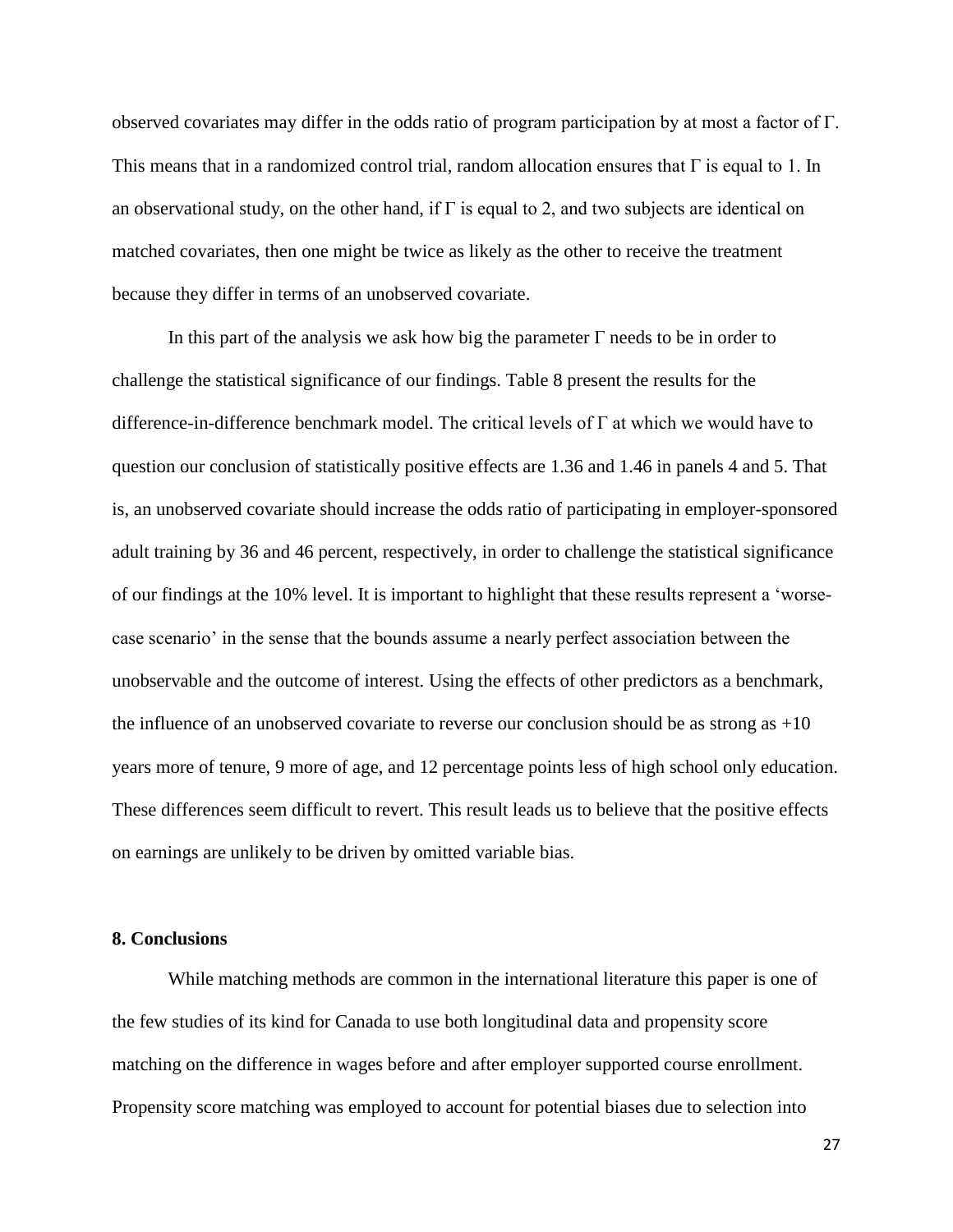observed covariates may differ in the odds ratio of program participation by at most a factor of $\Gamma$. This means that in a randomized control trial, random allocation ensures that $\Gamma$ is equal to 1. In an observational study, on the other hand, if $\Gamma$ is equal to 2, and two subjects are identical on matched covariates, then one might be twice as likely as the other to receive the treatment because they differ in terms of an unobserved covariate.

In this part of the analysis we ask how big the parameter $\Gamma$ needs to be in order to challenge the statistical significance of our findings. Table 8 present the results for the difference-in-difference benchmark model. The critical levels of $\Gamma$ at which we would have to question our conclusion of statistically positive effects are 1.36 and 1.46 in panels 4 and 5. That is, an unobserved covariate should increase the odds ratio of participating in employer-sponsored adult training by 36 and 46 percent, respectively, in order to challenge the statistical significance of our findings at the 10% level. It is important to highlight that these results represent a 'worse-case scenario' in the sense that the bounds assume a nearly perfect association between the unobservable and the outcome of interest. Using the effects of other predictors as a benchmark, the influence of an unobserved covariate to reverse our conclusion should be as strong as +10 years more of tenure, 9 more of age, and 12 percentage points less of high school only education. These differences seem difficult to revert. This result leads us to believe that the positive effects on earnings are unlikely to be driven by omitted variable bias.

## 8. Conclusions

While matching methods are common in the international literature this paper is one of the few studies of its kind for Canada to use both longitudinal data and propensity score matching on the difference in wages before and after employer supported course enrollment. Propensity score matching was employed to account for potential biases due to selection into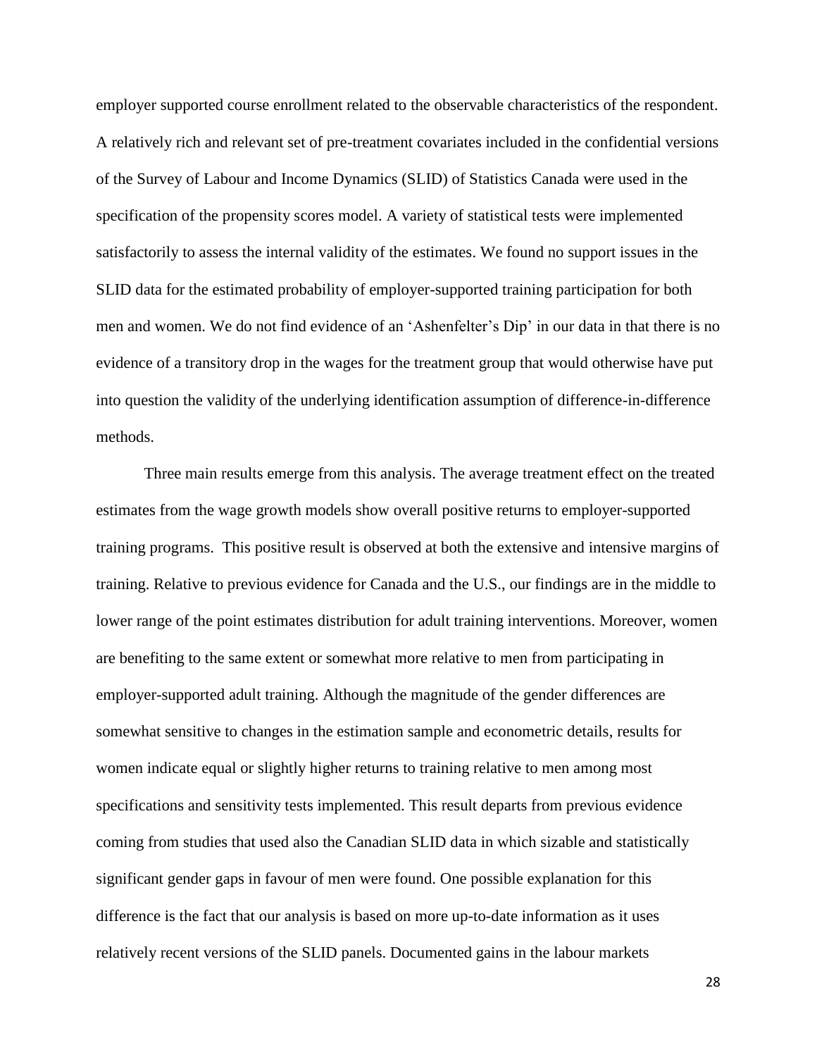employer supported course enrollment related to the observable characteristics of the respondent. A relatively rich and relevant set of pre-treatment covariates included in the confidential versions of the Survey of Labour and Income Dynamics (SLID) of Statistics Canada were used in the specification of the propensity scores model. A variety of statistical tests were implemented satisfactorily to assess the internal validity of the estimates. We found no support issues in the SLID data for the estimated probability of employer-supported training participation for both men and women. We do not find evidence of an 'Ashenfelter's Dip' in our data in that there is no evidence of a transitory drop in the wages for the treatment group that would otherwise have put into question the validity of the underlying identification assumption of difference-in-difference methods.

Three main results emerge from this analysis. The average treatment effect on the treated estimates from the wage growth models show overall positive returns to employer-supported training programs. This positive result is observed at both the extensive and intensive margins of training. Relative to previous evidence for Canada and the U.S., our findings are in the middle to lower range of the point estimates distribution for adult training interventions. Moreover, women are benefiting to the same extent or somewhat more relative to men from participating in employer-supported adult training. Although the magnitude of the gender differences are somewhat sensitive to changes in the estimation sample and econometric details, results for women indicate equal or slightly higher returns to training relative to men among most specifications and sensitivity tests implemented. This result departs from previous evidence coming from studies that used also the Canadian SLID data in which sizable and statistically significant gender gaps in favour of men were found. One possible explanation for this difference is the fact that our analysis is based on more up-to-date information as it uses relatively recent versions of the SLID panels. Documented gains in the labour markets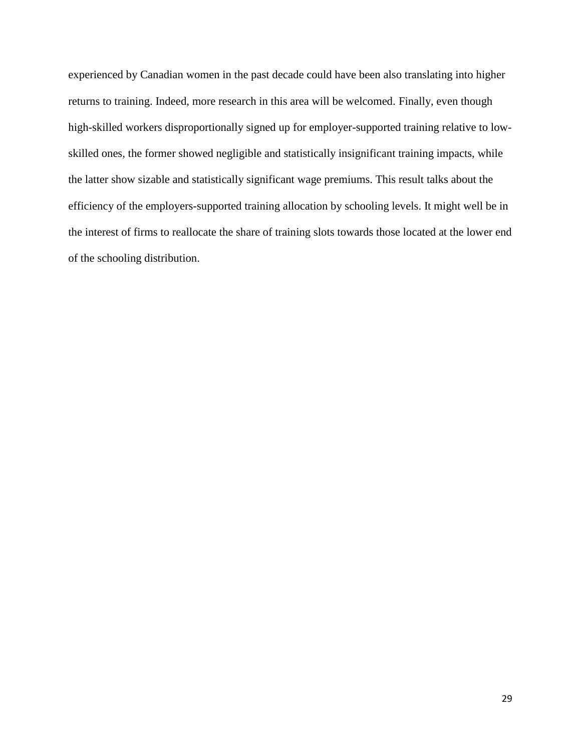experienced by Canadian women in the past decade could have been also translating into higher returns to training. Indeed, more research in this area will be welcomed. Finally, even though high-skilled workers disproportionally signed up for employer-supported training relative to low-skilled ones, the former showed negligible and statistically insignificant training impacts, while the latter show sizable and statistically significant wage premiums. This result talks about the efficiency of the employers-supported training allocation by schooling levels. It might well be in the interest of firms to reallocate the share of training slots towards those located at the lower end of the schooling distribution.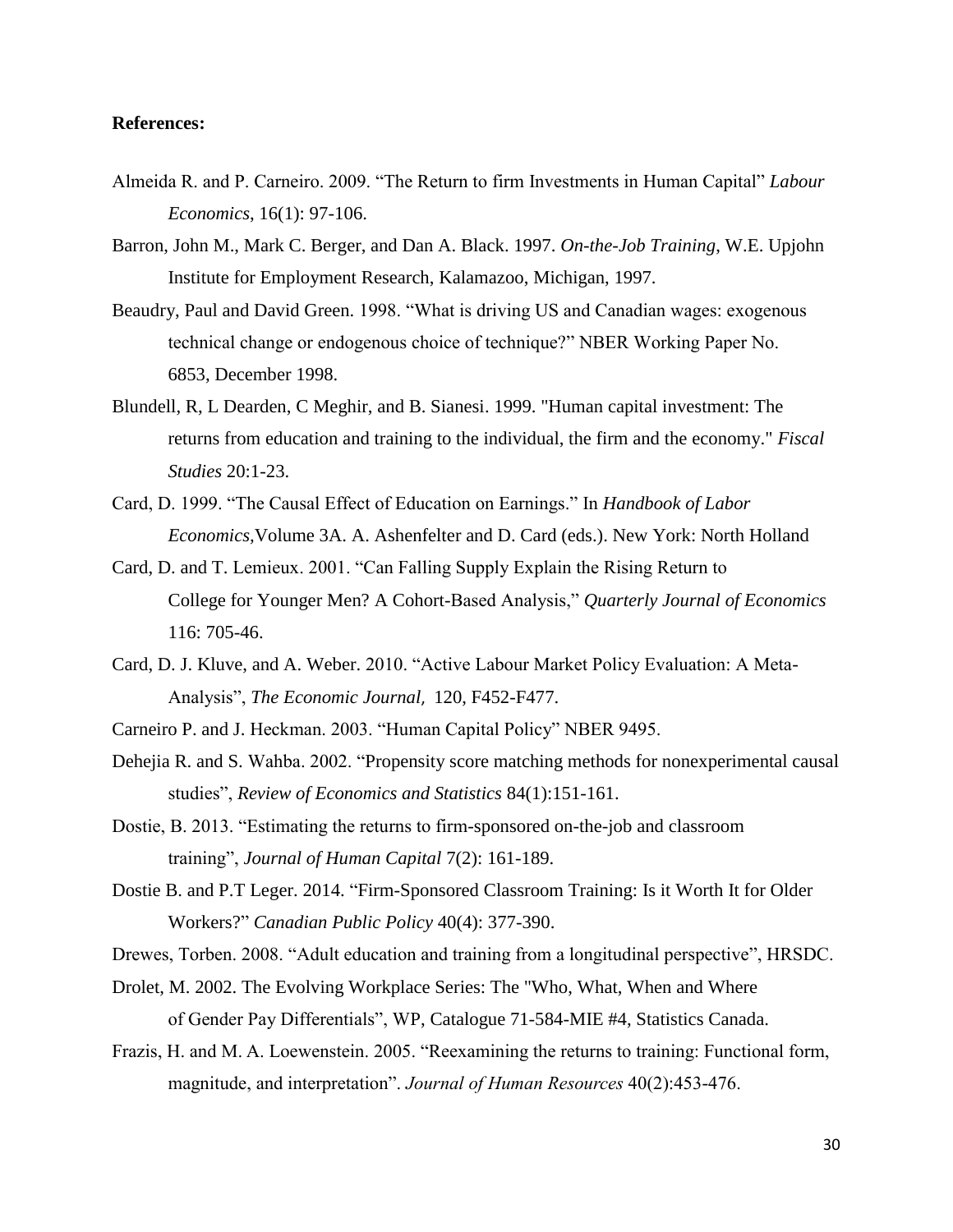**References:**

Almeida R. and P. Carneiro. 2009. "The Return to firm Investments in Human Capital" *Labour Economics*, 16(1): 97-106.

Barron, John M., Mark C. Berger, and Dan A. Black. 1997. *On-the-Job Training*, W.E. Upjohn Institute for Employment Research, Kalamazoo, Michigan, 1997.

Beaudry, Paul and David Green. 1998. "What is driving US and Canadian wages: exogenous technical change or endogenous choice of technique?" NBER Working Paper No. 6853, December 1998.

Blundell, R, L Dearden, C Meghir, and B. Sianesi. 1999. "Human capital investment: The returns from education and training to the individual, the firm and the economy." *Fiscal Studies* 20:1-23.

Card, D. 1999. "The Causal Effect of Education on Earnings." In *Handbook of Labor Economics,*Volume 3A. A. Ashenfelter and D. Card (eds.). New York: North Holland

Card, D. and T. Lemieux. 2001. "Can Falling Supply Explain the Rising Return to College for Younger Men? A Cohort-Based Analysis," *Quarterly Journal of Economics* 116: 705-46.

Card, D. J. Kluve, and A. Weber. 2010. "Active Labour Market Policy Evaluation: A Meta-Analysis", *The Economic Journal,* 120, F452-F477.

Carneiro P. and J. Heckman. 2003. "Human Capital Policy" NBER 9495.

Dehejia R. and S. Wahba. 2002. "Propensity score matching methods for nonexperimental causal studies", *Review of Economics and Statistics* 84(1):151-161.

Dostie, B. 2013. "Estimating the returns to firm-sponsored on-the-job and classroom training", *Journal of Human Capital* 7(2): 161-189.

Dostie B. and P.T Leger. 2014. "Firm-Sponsored Classroom Training: Is it Worth It for Older Workers?" *Canadian Public Policy* 40(4): 377-390.

Drewes, Torben. 2008. "Adult education and training from a longitudinal perspective", HRSDC.

Drolet, M. 2002. The Evolving Workplace Series: The "Who, What, When and Where of Gender Pay Differentials", WP, Catalogue 71-584-MIE #4, Statistics Canada.

Frazis, H. and M. A. Loewenstein. 2005. "Reexamining the returns to training: Functional form, magnitude, and interpretation". *Journal of Human Resources* 40(2):453-476.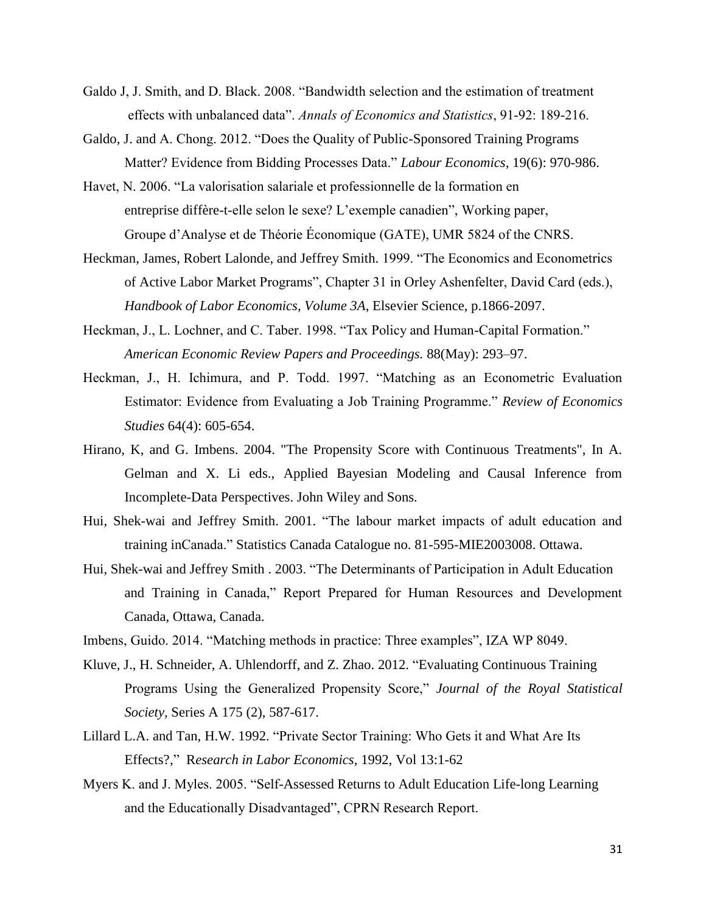Galdo J, J. Smith, and D. Black. 2008. "Bandwidth selection and the estimation of treatment effects with unbalanced data". *Annals of Economics and Statistics*, 91-92: 189-216.

Galdo, J. and A. Chong. 2012. "Does the Quality of Public-Sponsored Training Programs Matter? Evidence from Bidding Processes Data." *Labour Economics,* 19(6): 970-986.

Havet, N. 2006. "La valorisation salariale et professionnelle de la formation en entreprise diffère-t-elle selon le sexe? L'exemple canadien", Working paper, Groupe d'Analyse et de Théorie Économique (GATE), UMR 5824 of the CNRS.

Heckman, James, Robert Lalonde, and Jeffrey Smith. 1999. "The Economics and Econometrics of Active Labor Market Programs", Chapter 31 in Orley Ashenfelter, David Card (eds.), *Handbook of Labor Economics, Volume 3A*, Elsevier Science, p.1866-2097.

Heckman, J., L. Lochner, and C. Taber. 1998. "Tax Policy and Human-Capital Formation." *American Economic Review Papers and Proceedings.* 88(May): 293–97.

Heckman, J., H. Ichimura, and P. Todd. 1997. "Matching as an Econometric Evaluation Estimator: Evidence from Evaluating a Job Training Programme." *Review of Economics Studies* 64(4): 605-654.

Hirano, K, and G. Imbens. 2004. "The Propensity Score with Continuous Treatments", In A. Gelman and X. Li eds., Applied Bayesian Modeling and Causal Inference from Incomplete-Data Perspectives. John Wiley and Sons.

Hui, Shek-wai and Jeffrey Smith. 2001. "The labour market impacts of adult education and training inCanada." Statistics Canada Catalogue no. 81-595-MIE2003008. Ottawa.

Hui, Shek-wai and Jeffrey Smith . 2003. "The Determinants of Participation in Adult Education and Training in Canada," Report Prepared for Human Resources and Development Canada, Ottawa, Canada.

Imbens, Guido. 2014. "Matching methods in practice: Three examples", IZA WP 8049.

Kluve, J., H. Schneider, A. Uhlendorff, and Z. Zhao. 2012. "Evaluating Continuous Training Programs Using the Generalized Propensity Score," *Journal of the Royal Statistical Society,* Series A 175 (2), 587-617.

Lillard L.A. and Tan, H.W. 1992. "Private Sector Training: Who Gets it and What Are Its Effects?," R*esearch in Labor Economics*, 1992, Vol 13:1-62

Myers K. and J. Myles. 2005. "Self-Assessed Returns to Adult Education Life-long Learning and the Educationally Disadvantaged", CPRN Research Report.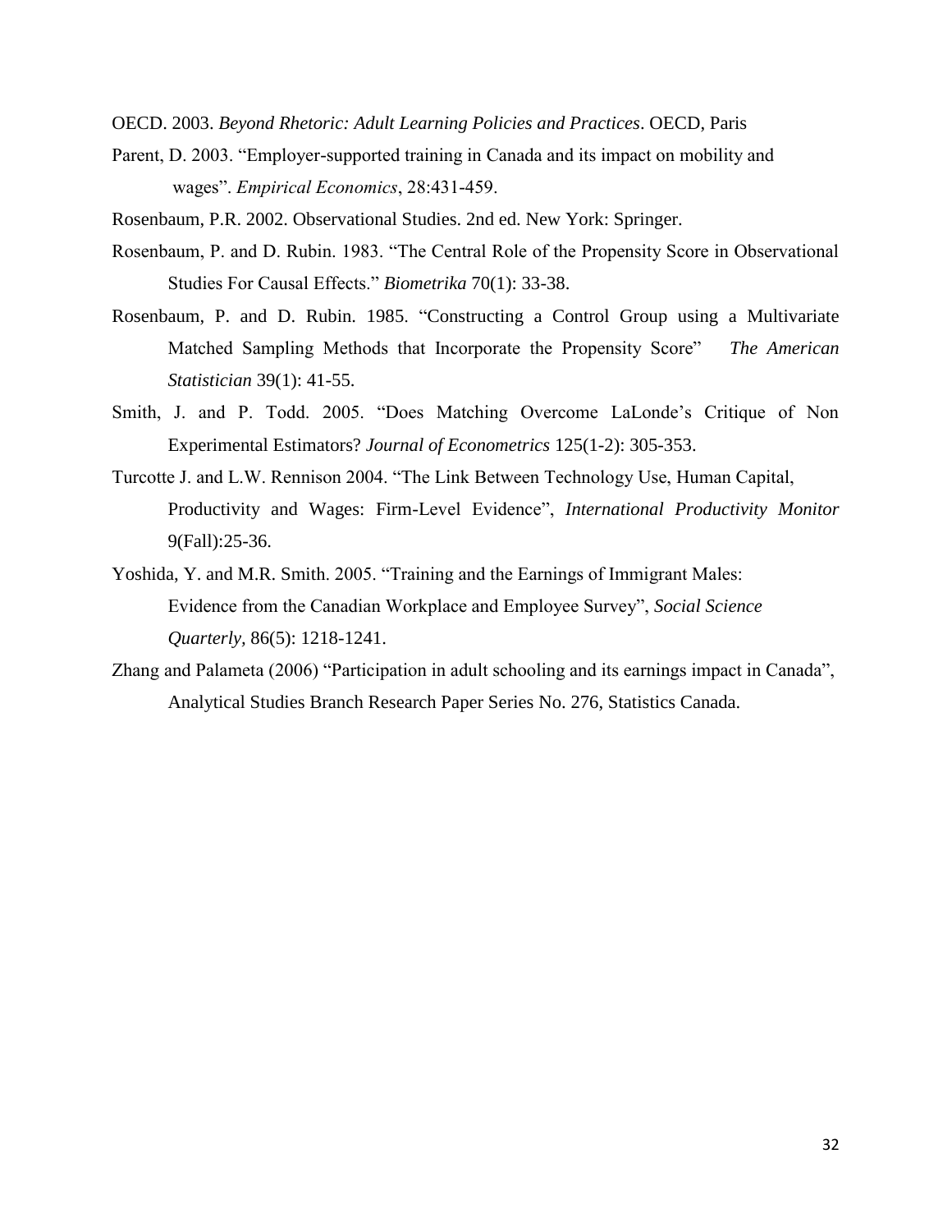OECD. 2003. *Beyond Rhetoric: Adult Learning Policies and Practices*. OECD, Paris

Parent, D. 2003. "Employer-supported training in Canada and its impact on mobility and wages". *Empirical Economics*, 28:431-459.

Rosenbaum, P.R. 2002. Observational Studies. 2nd ed. New York: Springer.

Rosenbaum, P. and D. Rubin. 1983. "The Central Role of the Propensity Score in Observational Studies For Causal Effects." *Biometrika* 70(1): 33-38.

Rosenbaum, P. and D. Rubin. 1985. "Constructing a Control Group using a Multivariate Matched Sampling Methods that Incorporate the Propensity Score" *The American Statistician* 39(1): 41-55.

Smith, J. and P. Todd. 2005. "Does Matching Overcome LaLonde's Critique of Non Experimental Estimators? *Journal of Econometrics* 125(1-2): 305-353.

Turcotte J. and L.W. Rennison 2004. "The Link Between Technology Use, Human Capital, Productivity and Wages: Firm-Level Evidence", *International Productivity Monitor* 9(Fall):25-36.

Yoshida, Y. and M.R. Smith. 2005. "Training and the Earnings of Immigrant Males: Evidence from the Canadian Workplace and Employee Survey", *Social Science Quarterly,* 86(5): 1218-1241.

Zhang and Palameta (2006) "Participation in adult schooling and its earnings impact in Canada", Analytical Studies Branch Research Paper Series No. 276, Statistics Canada.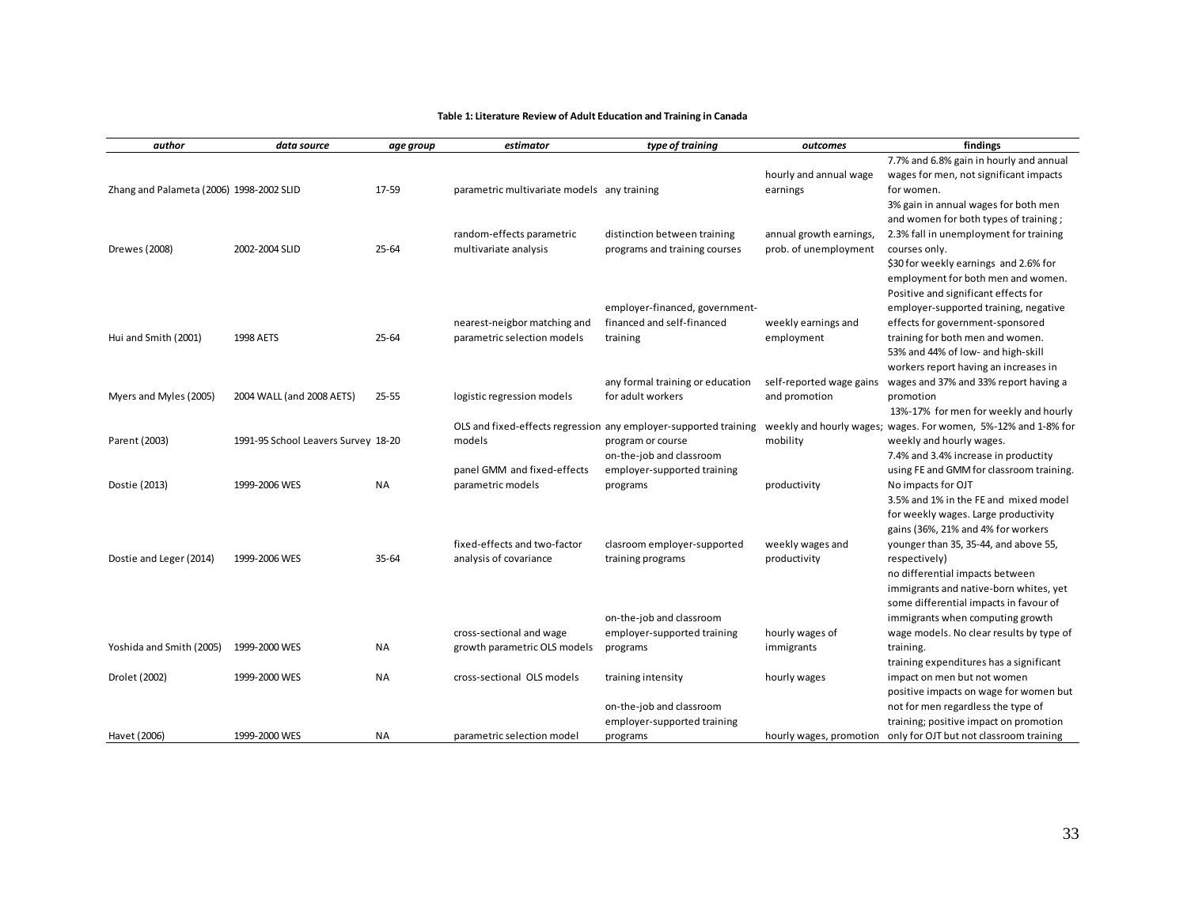**Table 1: Literature Review of Adult Education and Training in Canada**

| *author* | *data source* | *age group* | *estimator* | *type of training* | *outcomes* | *findings* |
|---|---|---|---|---|---|---|
| Zhang and Palameta (2006) | 1998-2002 SLID | 17-59 | parametric multivariate models | any training | hourly and annual wage earnings | 7.7% and 6.8% gain in hourly and annual wages for men, not significant impacts for women. |
| Drewes (2008) | 2002-2004 SLID | 25-64 | random-effects parametric multivariate analysis | distinction between training programs and training courses | annual growth earnings, prob. of unemployment | 3% gain in annual wages for both men and women for both types of training ; 2.3% fall in unemployment for training courses only. |
| Hui and Smith (2001) | 1998 AETS | 25-64 | nearest-neigbor matching and parametric selection models | employer-financed, government-financed and self-financed training | weekly earnings and employment | $30 for weekly earnings and 2.6% for employment for both men and women. Positive and significant effects for employer-supported training, negative effects for government-sponsored training for both men and women. |
| Myers and Myles (2005) | 2004 WALL (and 2008 AETS) | 25-55 | logistic regression models | any formal training or education for adult workers | self-reported wage gains and promotion | 53% and 44% of low- and high-skill workers report having an increases in wages and 37% and 33% report having a promotion |
| Parent (2003) | 1991-95 School Leavers Survey | 18-20 | OLS and fixed-effects regression models | any employer-supported training program or course | weekly and hourly wages; mobility | 13%-17% for men for weekly and hourly wages. For women, 5%-12% and 1-8% for weekly and hourly wages. |
| Dostie (2013) | 1999-2006 WES | NA | panel GMM and fixed-effects parametric models | on-the-job and classroom employer-supported training programs | productivity | 7.4% and 3.4% increase in productity using FE and GMM for classroom training. No impacts for OJT |
| Dostie and Leger (2014) | 1999-2006 WES | 35-64 | fixed-effects and two-factor analysis of covariance | clasroom employer-supported training programs | weekly wages and productivity | 3.5% and 1% in the FE and mixed model for weekly wages. Large productivity gains (36%, 21% and 4% for workers younger than 35, 35-44, and above 55, respectively) |
| Yoshida and Smith (2005) | 1999-2000 WES | NA | cross-sectional and wage growth parametric OLS models | on-the-job and classroom employer-supported training programs | hourly wages of immigrants | no differential impacts between immigrants and native-born whites, yet some differential impacts in favour of immigrants when computing growth wage models. No clear results by type of training. |
| Drolet (2002) | 1999-2000 WES | NA | cross-sectional OLS models | training intensity | hourly wages | training expenditures has a significant impact on men but not women |
| Havet (2006) | 1999-2000 WES | NA | parametric selection model | on-the-job and classroom employer-supported training programs | hourly wages, promotion | positive impacts on wage for women but not for men regardless the type of training; positive impact on promotion only for OJT but not classroom training |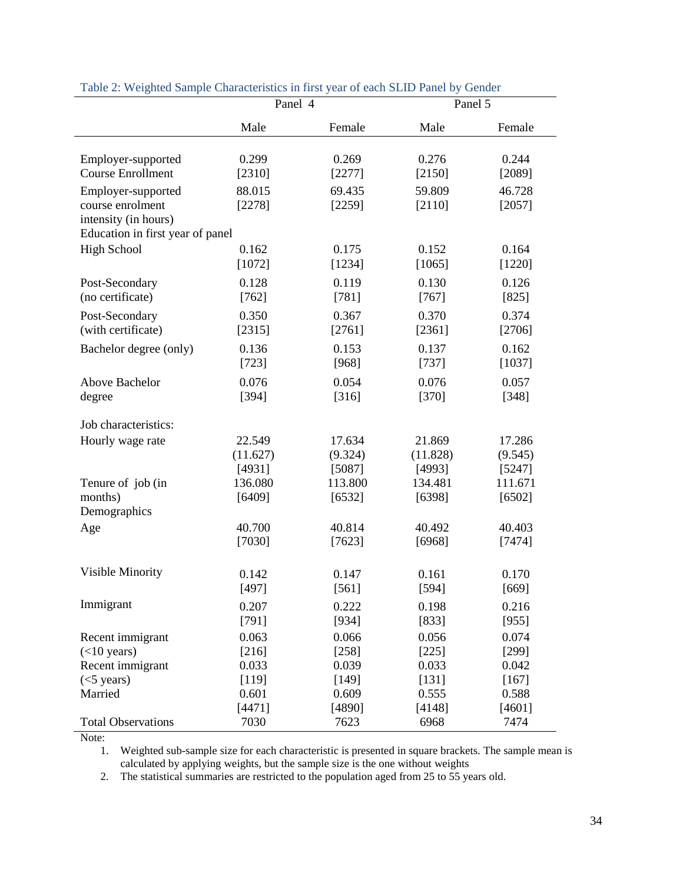Table 2: Weighted Sample Characteristics in first year of each SLID Panel by Gender

| | Panel 4 | | Panel 5 | |
|---|---|---|---|---|
| | Male | Female | Male | Female |
| Employer-supported Course Enrollment | 0.299 [2310] | 0.269 [2277] | 0.276 [2150] | 0.244 [2089] |
| Employer-supported course enrolment intensity (in hours) | 88.015 [2278] | 69.435 [2259] | 59.809 [2110] | 46.728 [2057] |
| Education in first year of panel | | | | |
| High School | 0.162 [1072] | 0.175 [1234] | 0.152 [1065] | 0.164 [1220] |
| Post-Secondary (no certificate) | 0.128 [762] | 0.119 [781] | 0.130 [767] | 0.126 [825] |
| Post-Secondary (with certificate) | 0.350 [2315] | 0.367 [2761] | 0.370 [2361] | 0.374 [2706] |
| Bachelor degree (only) | 0.136 [723] | 0.153 [968] | 0.137 [737] | 0.162 [1037] |
| Above Bachelor degree | 0.076 [394] | 0.054 [316] | 0.076 [370] | 0.057 [348] |
| Job characteristics: | | | | |
| Hourly wage rate | 22.549 (11.627) [4931] | 17.634 (9.324) [5087] | 21.869 (11.828) [4993] | 17.286 (9.545) [5247] |
| Tenure of job (in months) | 136.080 [6409] | 113.800 [6532] | 134.481 [6398] | 111.671 [6502] |
| Demographics | | | | |
| Age | 40.700 [7030] | 40.814 [7623] | 40.492 [6968] | 40.403 [7474] |
| Visible Minority | 0.142 [497] | 0.147 [561] | 0.161 [594] | 0.170 [669] |
| Immigrant | 0.207 [791] | 0.222 [934] | 0.198 [833] | 0.216 [955] |
| Recent immigrant (<10 years) | 0.063 [216] | 0.066 [258] | 0.056 [225] | 0.074 [299] |
| Recent immigrant (<5 years) | 0.033 [119] | 0.039 [149] | 0.033 [131] | 0.042 [167] |
| Married | 0.601 [4471] | 0.609 [4890] | 0.555 [4148] | 0.588 [4601] |
| Total Observations | 7030 | 7623 | 6968 | 7474 |

Note:

1. Weighted sub-sample size for each characteristic is presented in square brackets. The sample mean is calculated by applying weights, but the sample size is the one without weights
2. The statistical summaries are restricted to the population aged from 25 to 55 years old.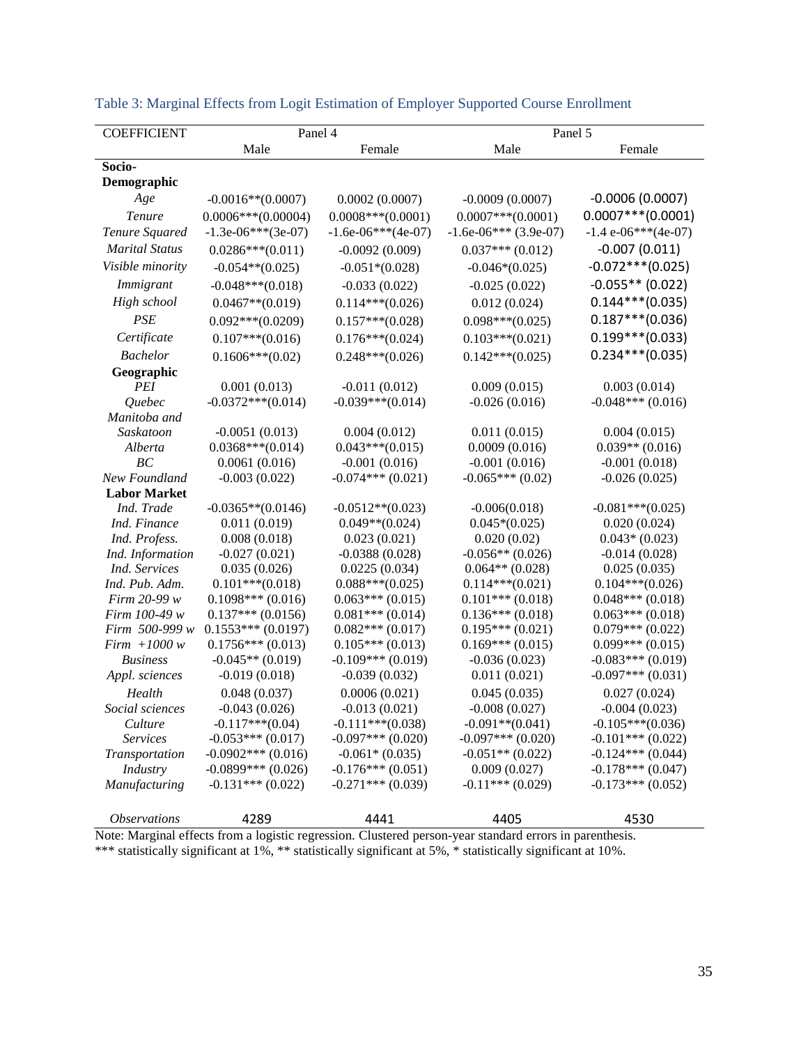Table 3: Marginal Effects from Logit Estimation of Employer Supported Course Enrollment

| COEFFICIENT | Panel 4 | | Panel 5 | |
|---|---|---|---|---|
| | Male | Female | Male | Female |
| **Socio-Demographic** | | | | |
| *Age* | -0.0016**(0.0007) | 0.0002 (0.0007) | -0.0009 (0.0007) | -0.0006 (0.0007) |
| *Tenure* | 0.0006***(0.00004) | 0.0008***(0.0001) | 0.0007***(0.0001) | 0.0007***(0.0001) |
| *Tenure Squared* | -1.3e-06***(3e-07) | -1.6e-06***(4e-07) | -1.6e-06*** (3.9e-07) | -1.4 e-06***(4e-07) |
| *Marital Status* | 0.0286***(0.011) | -0.0092 (0.009) | 0.037*** (0.012) | -0.007 (0.011) |
| *Visible minority* | -0.054**(0.025) | -0.051*(0.028) | -0.046*(0.025) | -0.072***(0.025) |
| *Immigrant* | -0.048***(0.018) | -0.033 (0.022) | -0.025 (0.022) | -0.055** (0.022) |
| *High school* | 0.0467**(0.019) | 0.114***(0.026) | 0.012 (0.024) | 0.144***(0.035) |
| *PSE* | 0.092***(0.0209) | 0.157***(0.028) | 0.098***(0.025) | 0.187***(0.036) |
| *Certificate* | 0.107***(0.016) | 0.176***(0.024) | 0.103***(0.021) | 0.199***(0.033) |
| *Bachelor* | 0.1606***(0.02) | 0.248***(0.026) | 0.142***(0.025) | 0.234***(0.035) |
| **Geographic** | | | | |
| *PEI* | 0.001 (0.013) | -0.011 (0.012) | 0.009 (0.015) | 0.003 (0.014) |
| *Quebec* | -0.0372***(0.014) | -0.039***(0.014) | -0.026 (0.016) | -0.048*** (0.016) |
| *Manitoba and Saskatoon* | -0.0051 (0.013) | 0.004 (0.012) | 0.011 (0.015) | 0.004 (0.015) |
| *Alberta* | 0.0368***(0.014) | 0.043***(0.015) | 0.0009 (0.016) | 0.039** (0.016) |
| *BC* | 0.0061 (0.016) | -0.001 (0.016) | -0.001 (0.016) | -0.001 (0.018) |
| *New Foundland* | -0.003 (0.022) | -0.074*** (0.021) | -0.065*** (0.02) | -0.026 (0.025) |
| **Labor Market** | | | | |
| *Ind. Trade* | -0.0365**(0.0146) | -0.0512**(0.023) | -0.006(0.018) | -0.081***(0.025) |
| *Ind. Finance* | 0.011 (0.019) | 0.049**(0.024) | 0.045*(0.025) | 0.020 (0.024) |
| *Ind. Profess.* | 0.008 (0.018) | 0.023 (0.021) | 0.020 (0.02) | 0.043* (0.023) |
| *Ind. Information* | -0.027 (0.021) | -0.0388 (0.028) | -0.056** (0.026) | -0.014 (0.028) |
| *Ind. Services* | 0.035 (0.026) | 0.0225 (0.034) | 0.064** (0.028) | 0.025 (0.035) |
| *Ind. Pub. Adm.* | 0.101***(0.018) | 0.088***(0.025) | 0.114***(0.021) | 0.104***(0.026) |
| *Firm 20-99 w* | 0.1098*** (0.016) | 0.063*** (0.015) | 0.101*** (0.018) | 0.048*** (0.018) |
| *Firm 100-49 w* | 0.137*** (0.0156) | 0.081*** (0.014) | 0.136*** (0.018) | 0.063*** (0.018) |
| *Firm 500-999 w* | 0.1553*** (0.0197) | 0.082*** (0.017) | 0.195*** (0.021) | 0.079*** (0.022) |
| *Firm +1000 w* | 0.1756*** (0.013) | 0.105*** (0.013) | 0.169*** (0.015) | 0.099*** (0.015) |
| *Business* | -0.045** (0.019) | -0.109*** (0.019) | -0.036 (0.023) | -0.083*** (0.019) |
| *Appl. sciences* | -0.019 (0.018) | -0.039 (0.032) | 0.011 (0.021) | -0.097*** (0.031) |
| *Health* | 0.048 (0.037) | 0.0006 (0.021) | 0.045 (0.035) | 0.027 (0.024) |
| *Social sciences* | -0.043 (0.026) | -0.013 (0.021) | -0.008 (0.027) | -0.004 (0.023) |
| *Culture* | -0.117***(0.04) | -0.111***(0.038) | -0.091**(0.041) | -0.105***(0.036) |
| *Services* | -0.053*** (0.017) | -0.097*** (0.020) | -0.097*** (0.020) | -0.101*** (0.022) |
| *Transportation* | -0.0902*** (0.016) | -0.061* (0.035) | -0.051** (0.022) | -0.124*** (0.044) |
| *Industry* | -0.0899*** (0.026) | -0.176*** (0.051) | 0.009 (0.027) | -0.178*** (0.047) |
| *Manufacturing* | -0.131*** (0.022) | -0.271*** (0.039) | -0.11*** (0.029) | -0.173*** (0.052) |
| *Observations* | 4289 | 4441 | 4405 | 4530 |

Note: Marginal effects from a logistic regression. Clustered person-year standard errors in parenthesis.
*** statistically significant at 1%, ** statistically significant at 5%, * statistically significant at 10%.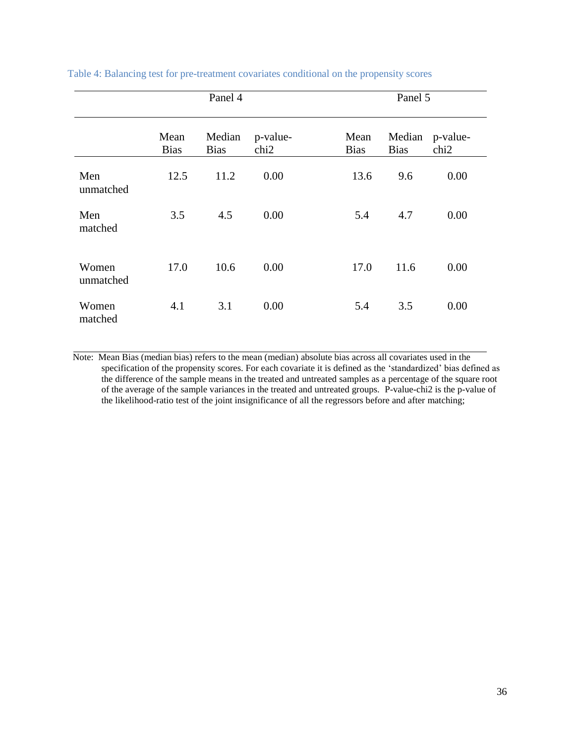Table 4: Balancing test for pre-treatment covariates conditional on the propensity scores

| | Panel 4 | | | Panel 5 | | |
|---|---|---|---|---|---|---|
| | Mean Bias | Median Bias | p-value-chi2 | Mean Bias | Median Bias | p-value-chi2 |
| Men unmatched | 12.5 | 11.2 | 0.00 | 13.6 | 9.6 | 0.00 |
| Men matched | 3.5 | 4.5 | 0.00 | 5.4 | 4.7 | 0.00 |
| Women unmatched | 17.0 | 10.6 | 0.00 | 17.0 | 11.6 | 0.00 |
| Women matched | 4.1 | 3.1 | 0.00 | 5.4 | 3.5 | 0.00 |

Note: Mean Bias (median bias) refers to the mean (median) absolute bias across all covariates used in the specification of the propensity scores. For each covariate it is defined as the 'standardized' bias defined as the difference of the sample means in the treated and untreated samples as a percentage of the square root of the average of the sample variances in the treated and untreated groups. P-value-chi2 is the p-value of the likelihood-ratio test of the joint insignificance of all the regressors before and after matching;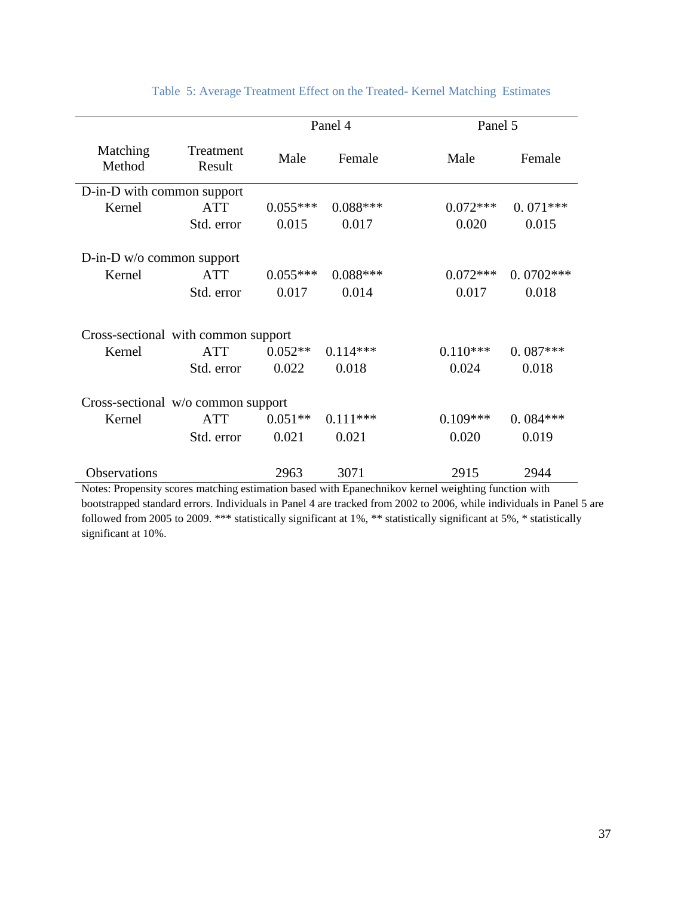Table 5: Average Treatment Effect on the Treated- Kernel Matching Estimates

| Matching Method | Treatment Result | Panel 4 | | Panel 5 | |
|---|---|---|---|---|---|
| | | Male | Female | Male | Female |
| D-in-D with common support | | | | | |
| Kernel | ATT | 0.055*** | 0.088*** | 0.072*** | 0. 071*** |
| | Std. error | 0.015 | 0.017 | 0.020 | 0.015 |
| D-in-D w/o common support | | | | | |
| Kernel | ATT | 0.055*** | 0.088*** | 0.072*** | 0. 0702*** |
| | Std. error | 0.017 | 0.014 | 0.017 | 0.018 |
| Cross-sectional with common support | | | | | |
| Kernel | ATT | 0.052** | 0.114*** | 0.110*** | 0. 087*** |
| | Std. error | 0.022 | 0.018 | 0.024 | 0.018 |
| Cross-sectional w/o common support | | | | | |
| Kernel | ATT | 0.051** | 0.111*** | 0.109*** | 0. 084*** |
| | Std. error | 0.021 | 0.021 | 0.020 | 0.019 |
| Observations | | 2963 | 3071 | 2915 | 2944 |

Notes: Propensity scores matching estimation based with Epanechnikov kernel weighting function with bootstrapped standard errors. Individuals in Panel 4 are tracked from 2002 to 2006, while individuals in Panel 5 are followed from 2005 to 2009. *** statistically significant at 1%, ** statistically significant at 5%, * statistically significant at 10%.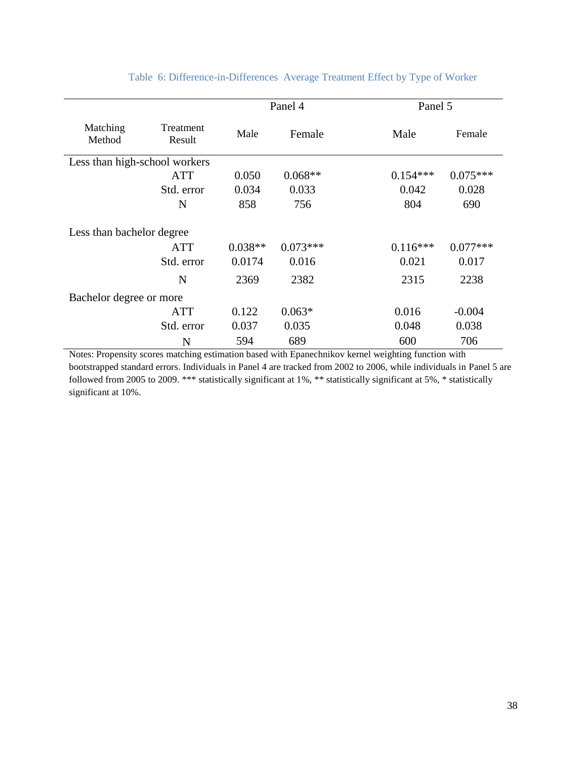Table 6: Difference-in-Differences Average Treatment Effect by Type of Worker

| Matching Method | Treatment Result | Panel 4 | | Panel 5 | |
|---|---|---|---|---|---|
| | | Male | Female | Male | Female |
| Less than high-school workers | | | | | |
| | ATT | 0.050 | 0.068** | 0.154*** | 0.075*** |
| | Std. error | 0.034 | 0.033 | 0.042 | 0.028 |
| | N | 858 | 756 | 804 | 690 |
| Less than bachelor degree | | | | | |
| | ATT | 0.038** | 0.073*** | 0.116*** | 0.077*** |
| | Std. error | 0.0174 | 0.016 | 0.021 | 0.017 |
| | N | 2369 | 2382 | 2315 | 2238 |
| Bachelor degree or more | | | | | |
| | ATT | 0.122 | 0.063* | 0.016 | -0.004 |
| | Std. error | 0.037 | 0.035 | 0.048 | 0.038 |
| | N | 594 | 689 | 600 | 706 |

Notes: Propensity scores matching estimation based with Epanechnikov kernel weighting function with bootstrapped standard errors. Individuals in Panel 4 are tracked from 2002 to 2006, while individuals in Panel 5 are followed from 2005 to 2009. *** statistically significant at 1%, ** statistically significant at 5%, * statistically significant at 10%.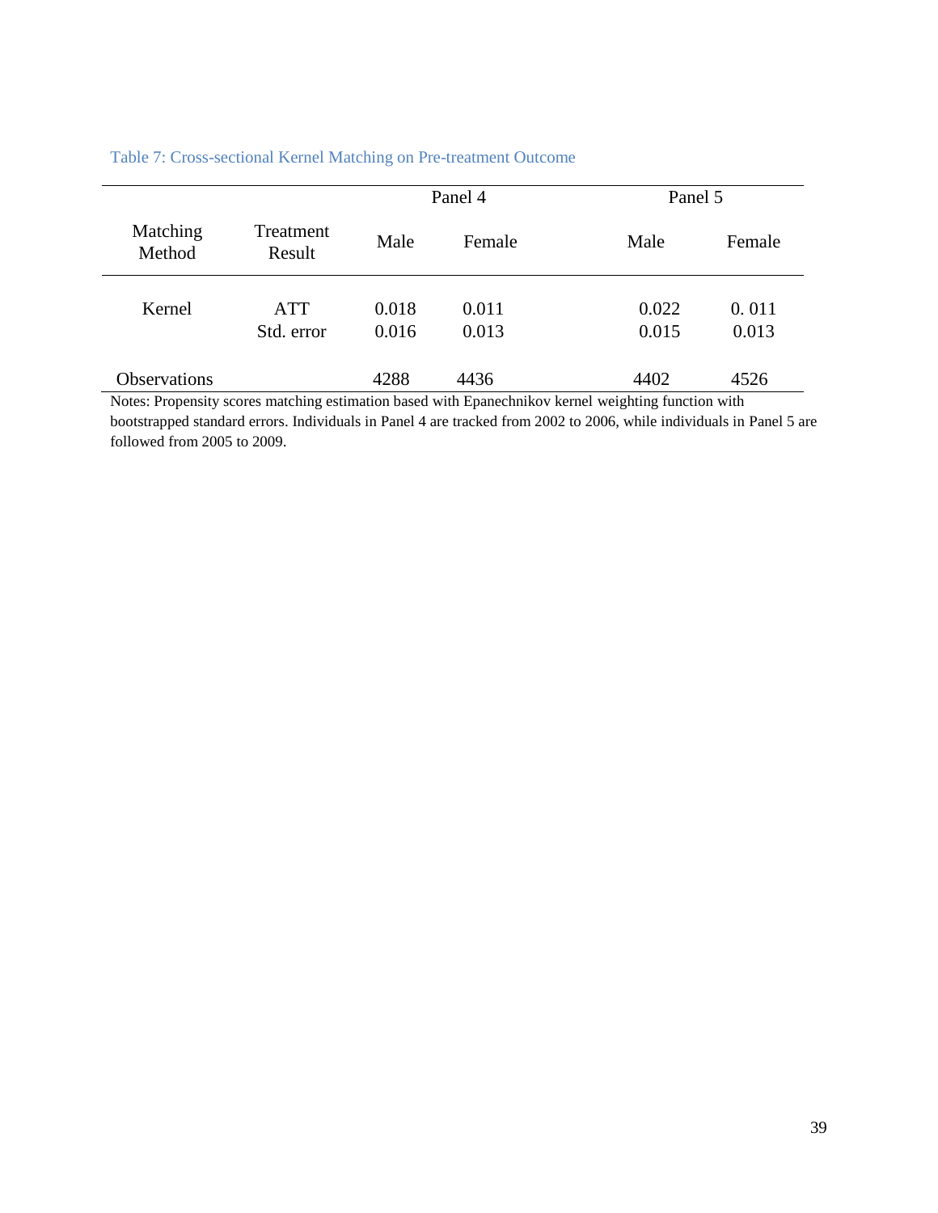Table 7: Cross-sectional Kernel Matching on Pre-treatment Outcome

| Matching Method | Treatment Result | Panel 4 Male | Panel 4 Female | Panel 5 Male | Panel 5 Female |
|---|---|---|---|---|---|
| Kernel | ATT | 0.018 | 0.011 | 0.022 | 0. 011 |
| | Std. error | 0.016 | 0.013 | 0.015 | 0.013 |
| Observations | | 4288 | 4436 | 4402 | 4526 |

Notes: Propensity scores matching estimation based with Epanechnikov kernel weighting function with bootstrapped standard errors. Individuals in Panel 4 are tracked from 2002 to 2006, while individuals in Panel 5 are followed from 2005 to 2009.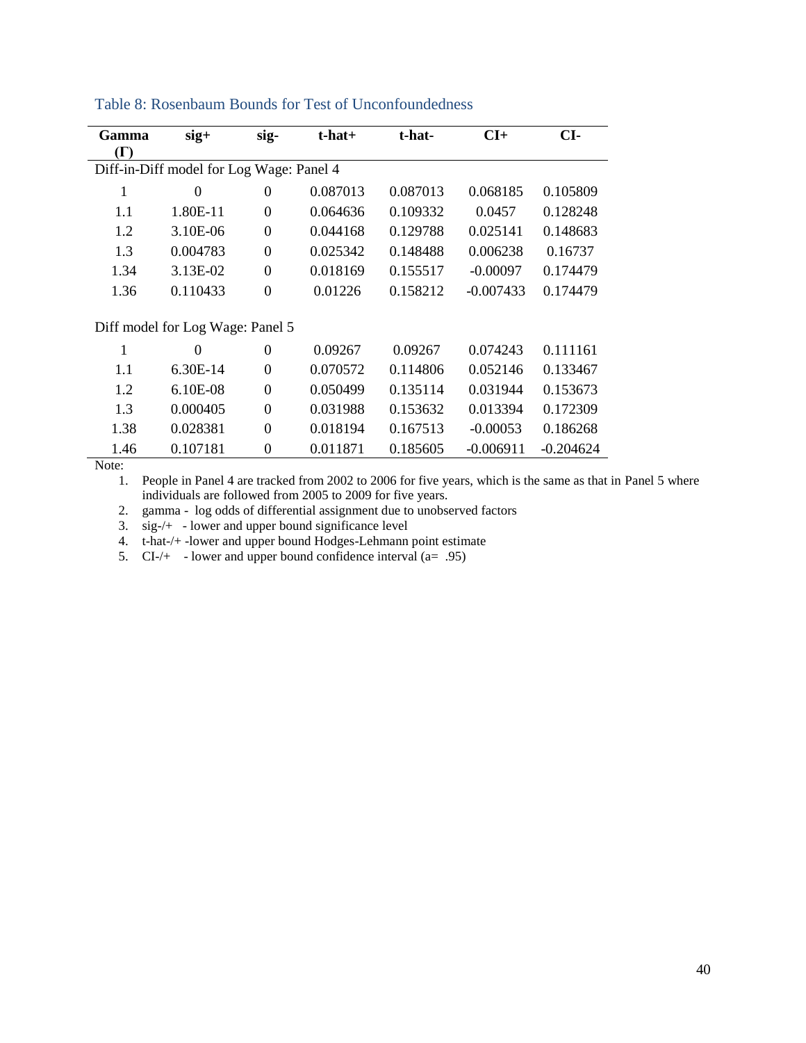Table 8: Rosenbaum Bounds for Test of Unconfoundedness

| Gamma (Γ) | sig+ | sig- | t-hat+ | t-hat- | CI+ | CI- |
|---|---|---|---|---|---|---|
| Diff-in-Diff model for Log Wage: Panel 4 | | | | | | |
| 1 | 0 | 0 | 0.087013 | 0.087013 | 0.068185 | 0.105809 |
| 1.1 | 1.80E-11 | 0 | 0.064636 | 0.109332 | 0.0457 | 0.128248 |
| 1.2 | 3.10E-06 | 0 | 0.044168 | 0.129788 | 0.025141 | 0.148683 |
| 1.3 | 0.004783 | 0 | 0.025342 | 0.148488 | 0.006238 | 0.16737 |
| 1.34 | 3.13E-02 | 0 | 0.018169 | 0.155517 | -0.00097 | 0.174479 |
| 1.36 | 0.110433 | 0 | 0.01226 | 0.158212 | -0.007433 | 0.174479 |
| Diff model for Log Wage: Panel 5 | | | | | | |
| 1 | 0 | 0 | 0.09267 | 0.09267 | 0.074243 | 0.111161 |
| 1.1 | 6.30E-14 | 0 | 0.070572 | 0.114806 | 0.052146 | 0.133467 |
| 1.2 | 6.10E-08 | 0 | 0.050499 | 0.135114 | 0.031944 | 0.153673 |
| 1.3 | 0.000405 | 0 | 0.031988 | 0.153632 | 0.013394 | 0.172309 |
| 1.38 | 0.028381 | 0 | 0.018194 | 0.167513 | -0.00053 | 0.186268 |
| 1.46 | 0.107181 | 0 | 0.011871 | 0.185605 | -0.006911 | -0.204624 |

Note:

1. People in Panel 4 are tracked from 2002 to 2006 for five years, which is the same as that in Panel 5 where individuals are followed from 2005 to 2009 for five years.
2. gamma - log odds of differential assignment due to unobserved factors
3. sig-/+ - lower and upper bound significance level
4. t-hat-/+ -lower and upper bound Hodges-Lehmann point estimate
5. CI-/+ - lower and upper bound confidence interval (a= .95)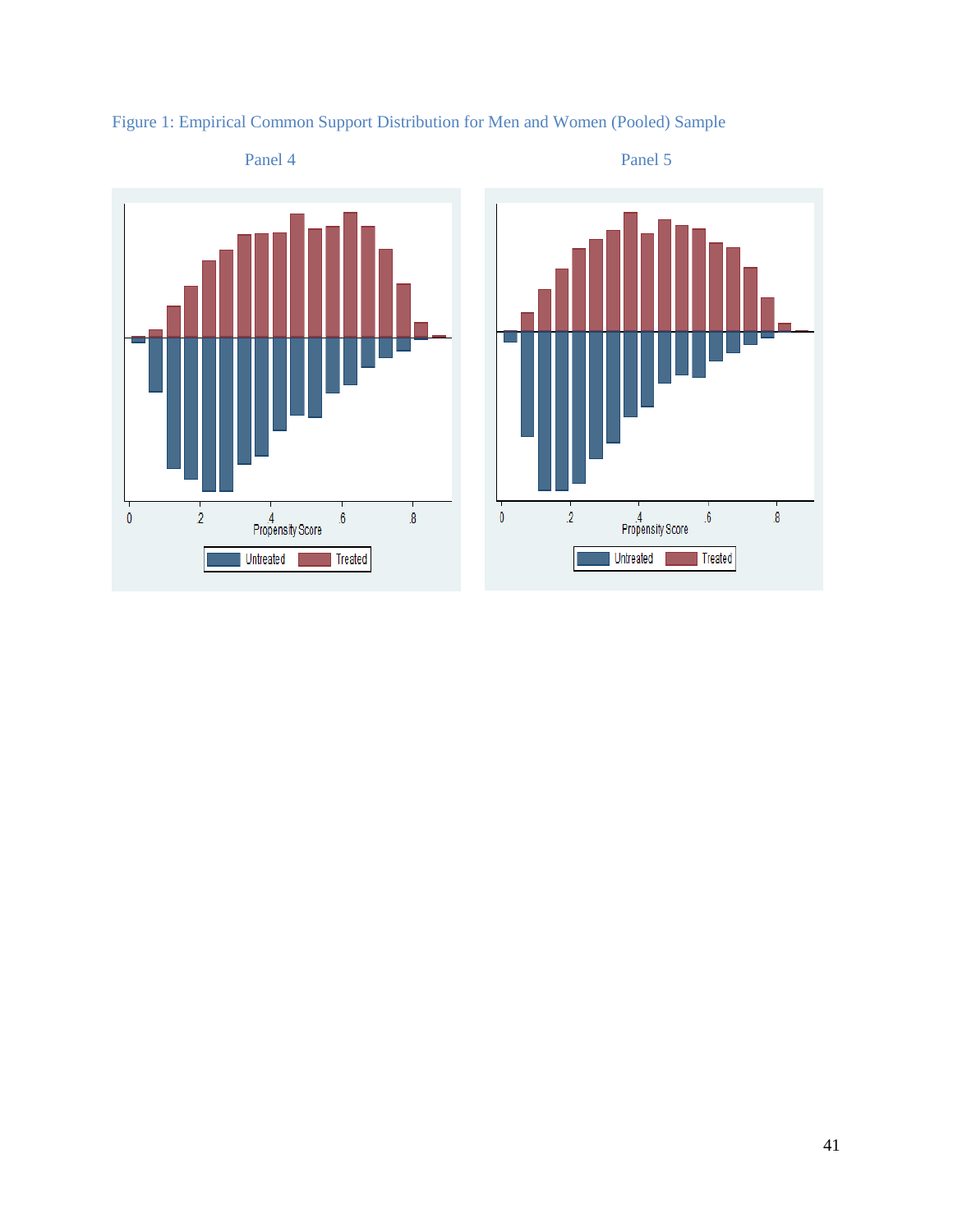Figure 1: Empirical Common Support Distribution for Men and Women (Pooled) Sample

Panel 4

Panel 5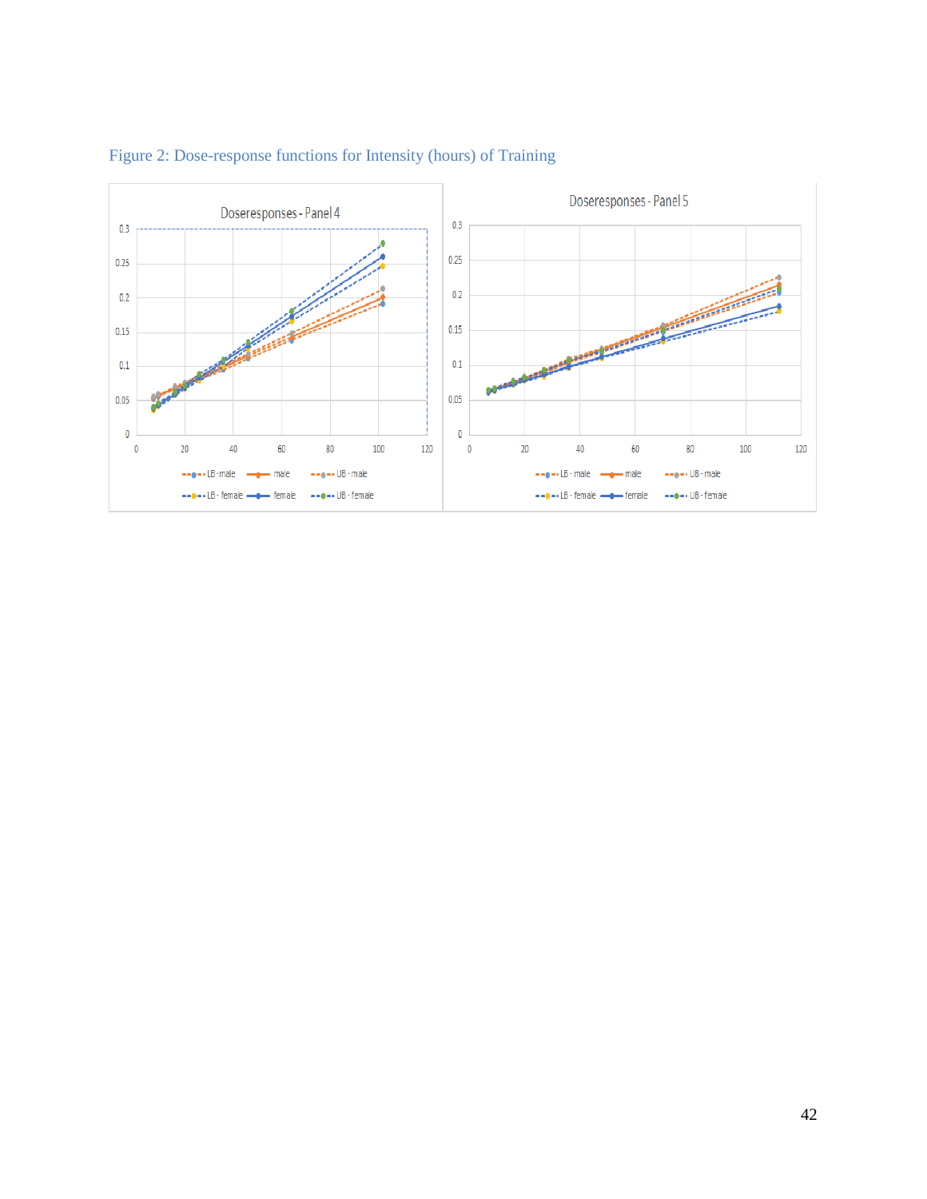Figure 2: Dose-response functions for Intensity (hours) of Training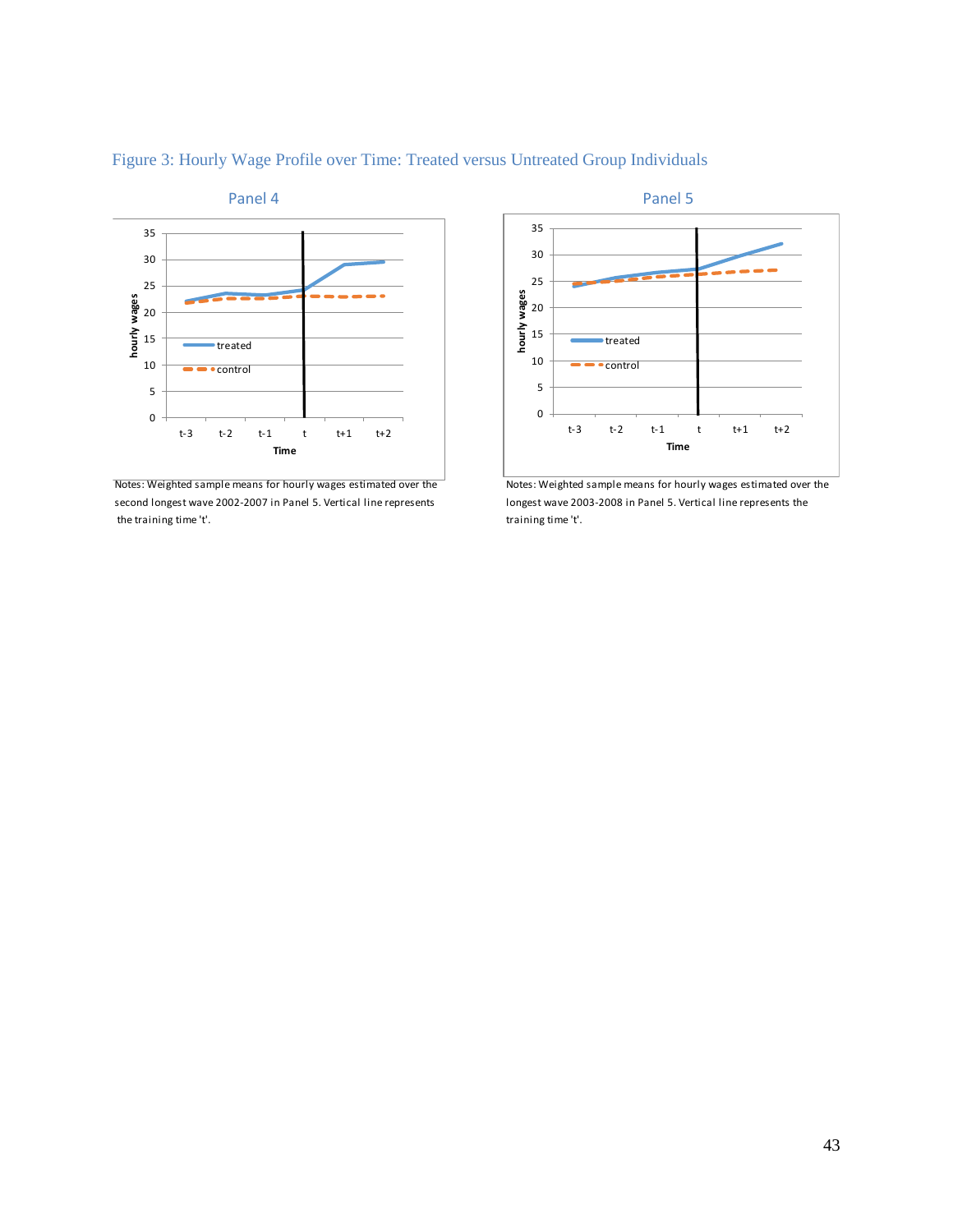Figure 3: Hourly Wage Profile over Time: Treated versus Untreated Group Individuals

Panel 4

Notes: Weighted sample means for hourly wages estimated over the second longest wave 2002-2007 in Panel 5. Vertical line represents the training time 't'.

Panel 5

Notes: Weighted sample means for hourly wages estimated over the longest wave 2003-2008 in Panel 5. Vertical line represents the training time 't'.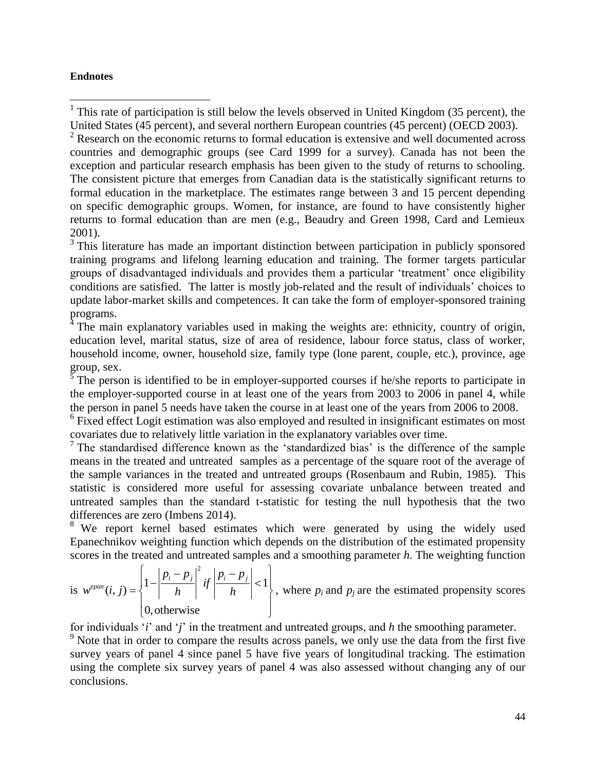**Endnotes**

[1] This rate of participation is still below the levels observed in United Kingdom (35 percent), the United States (45 percent), and several northern European countries (45 percent) (OECD 2003).

[2] Research on the economic returns to formal education is extensive and well documented across countries and demographic groups (see Card 1999 for a survey). Canada has not been the exception and particular research emphasis has been given to the study of returns to schooling. The consistent picture that emerges from Canadian data is the statistically significant returns to formal education in the marketplace. The estimates range between 3 and 15 percent depending on specific demographic groups. Women, for instance, are found to have consistently higher returns to formal education than are men (e.g., Beaudry and Green 1998, Card and Lemieux 2001).

[3] This literature has made an important distinction between participation in publicly sponsored training programs and lifelong learning education and training. The former targets particular groups of disadvantaged individuals and provides them a particular 'treatment' once eligibility conditions are satisfied. The latter is mostly job-related and the result of individuals' choices to update labor-market skills and competences. It can take the form of employer-sponsored training programs.

[4] The main explanatory variables used in making the weights are: ethnicity, country of origin, education level, marital status, size of area of residence, labour force status, class of worker, household income, owner, household size, family type (lone parent, couple, etc.), province, age group, sex.

[5] The person is identified to be in employer-supported courses if he/she reports to participate in the employer-supported course in at least one of the years from 2003 to 2006 in panel 4, while the person in panel 5 needs have taken the course in at least one of the years from 2006 to 2008.

[6] Fixed effect Logit estimation was also employed and resulted in insignificant estimates on most covariates due to relatively little variation in the explanatory variables over time.

[7] The standardised difference known as the 'standardized bias' is the difference of the sample means in the treated and untreated samples as a percentage of the square root of the average of the sample variances in the treated and untreated groups (Rosenbaum and Rubin, 1985). This statistic is considered more useful for assessing covariate unbalance between treated and untreated samples than the standard t-statistic for testing the null hypothesis that the two differences are zero (Imbens 2014).

[8] We report kernel based estimates which were generated by using the widely used Epanechnikov weighting function which depends on the distribution of the estimated propensity scores in the treated and untreated samples and a smoothing parameter *h*. The weighting function is $w^{epan}(i,j) = \left\{ \begin{array}{l} 1 - \left| \frac{p_i - p_j}{h} \right|^2 \; if \; \left| \frac{p_i - p_j}{h} \right| < 1 \\ 0, \text{otherwise} \end{array} \right\}$, where $p_i$ and $p_j$ are the estimated propensity scores for individuals '*i*' and '*j*' in the treatment and untreated groups, and *h* the smoothing parameter.

[9] Note that in order to compare the results across panels, we only use the data from the first five survey years of panel 4 since panel 5 have five years of longitudinal tracking. The estimation using the complete six survey years of panel 4 was also assessed without changing any of our conclusions.